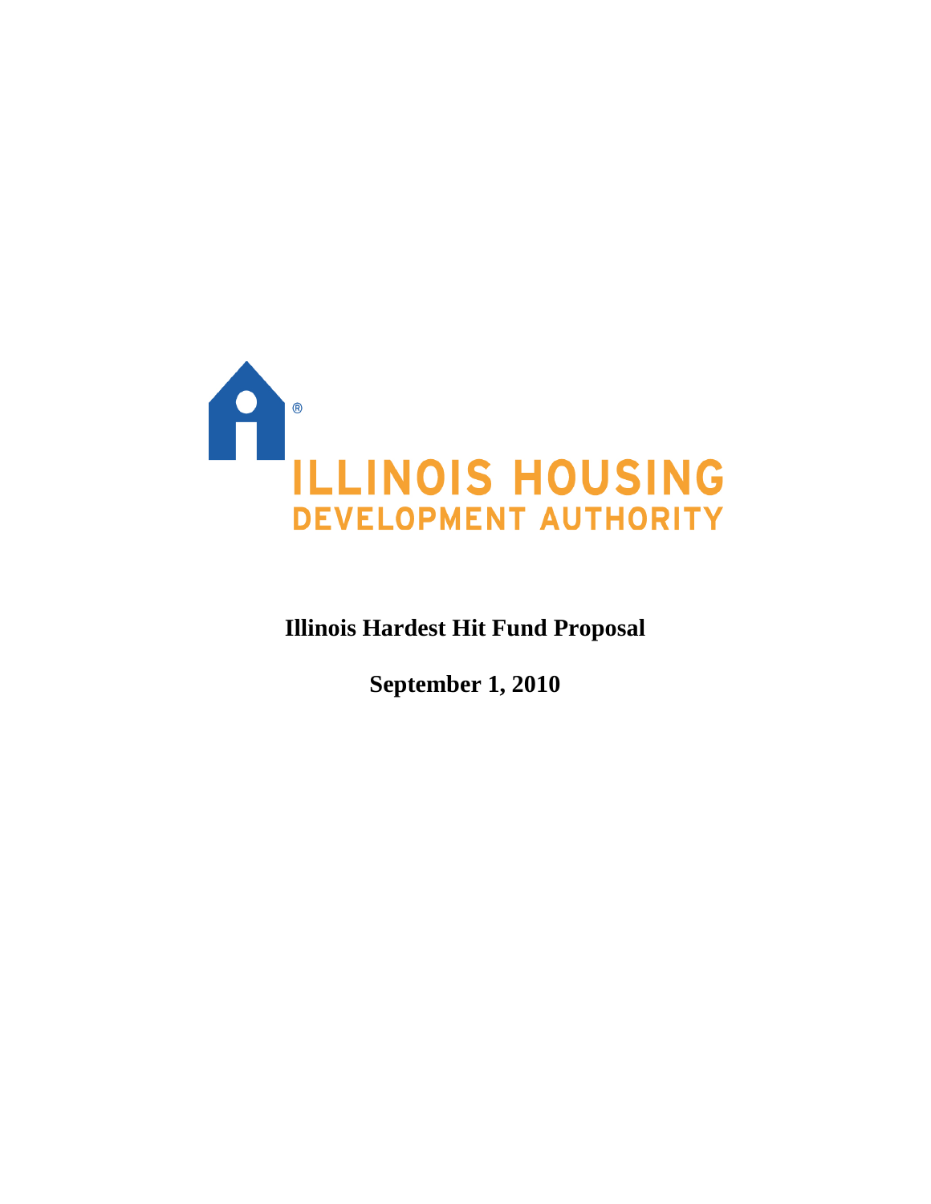ILLINOIS HOUSING
DEVELOPMENT AUTHORITY

# Illinois Hardest Hit Fund Proposal

**September 1, 2010**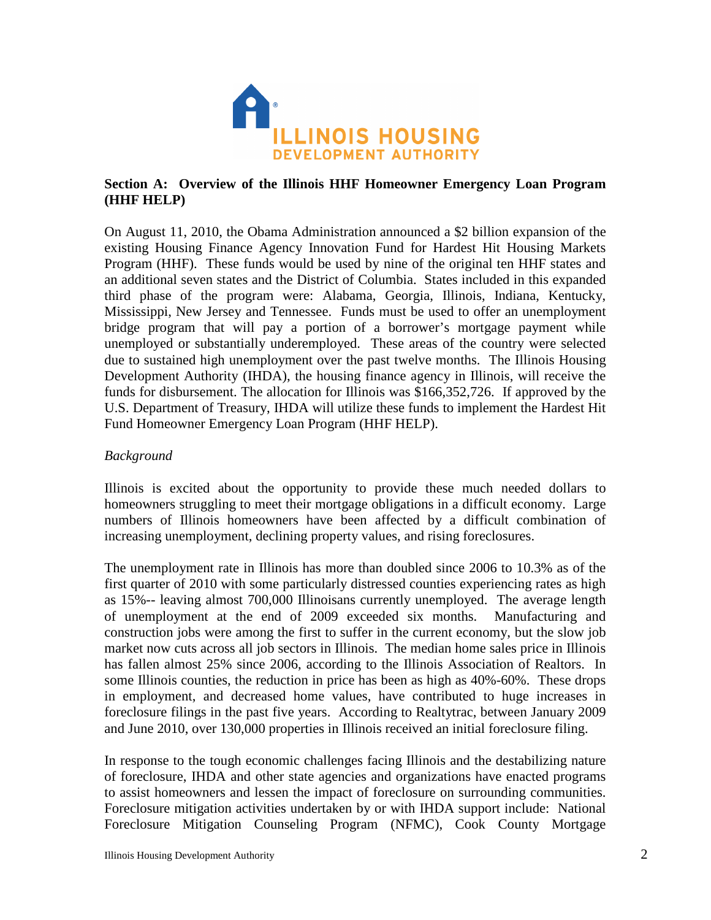## Section A: Overview of the Illinois HHF Homeowner Emergency Loan Program (HHF HELP)

On August 11, 2010, the Obama Administration announced a $2 billion expansion of the existing Housing Finance Agency Innovation Fund for Hardest Hit Housing Markets Program (HHF). These funds would be used by nine of the original ten HHF states and an additional seven states and the District of Columbia. States included in this expanded third phase of the program were: Alabama, Georgia, Illinois, Indiana, Kentucky, Mississippi, New Jersey and Tennessee. Funds must be used to offer an unemployment bridge program that will pay a portion of a borrower's mortgage payment while unemployed or substantially underemployed. These areas of the country were selected due to sustained high unemployment over the past twelve months. The Illinois Housing Development Authority (IHDA), the housing finance agency in Illinois, will receive the funds for disbursement. The allocation for Illinois was $166,352,726. If approved by the U.S. Department of Treasury, IHDA will utilize these funds to implement the Hardest Hit Fund Homeowner Emergency Loan Program (HHF HELP).

*Background*

Illinois is excited about the opportunity to provide these much needed dollars to homeowners struggling to meet their mortgage obligations in a difficult economy. Large numbers of Illinois homeowners have been affected by a difficult combination of increasing unemployment, declining property values, and rising foreclosures.

The unemployment rate in Illinois has more than doubled since 2006 to 10.3% as of the first quarter of 2010 with some particularly distressed counties experiencing rates as high as 15%-- leaving almost 700,000 Illinoisans currently unemployed. The average length of unemployment at the end of 2009 exceeded six months. Manufacturing and construction jobs were among the first to suffer in the current economy, but the slow job market now cuts across all job sectors in Illinois. The median home sales price in Illinois has fallen almost 25% since 2006, according to the Illinois Association of Realtors. In some Illinois counties, the reduction in price has been as high as 40%-60%. These drops in employment, and decreased home values, have contributed to huge increases in foreclosure filings in the past five years. According to Realtytrac, between January 2009 and June 2010, over 130,000 properties in Illinois received an initial foreclosure filing.

In response to the tough economic challenges facing Illinois and the destabilizing nature of foreclosure, IHDA and other state agencies and organizations have enacted programs to assist homeowners and lessen the impact of foreclosure on surrounding communities. Foreclosure mitigation activities undertaken by or with IHDA support include: National Foreclosure Mitigation Counseling Program (NFMC), Cook County Mortgage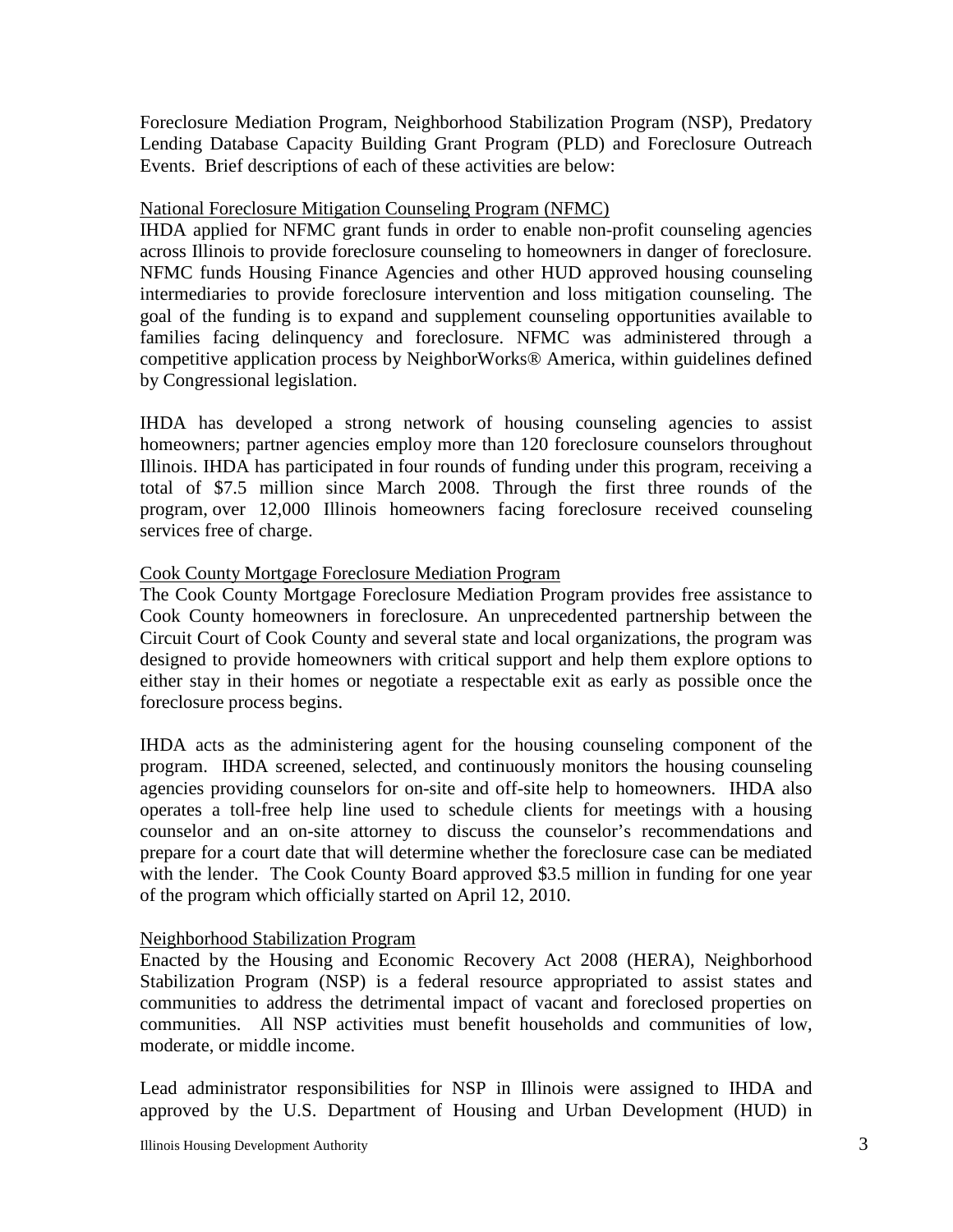Foreclosure Mediation Program, Neighborhood Stabilization Program (NSP), Predatory Lending Database Capacity Building Grant Program (PLD) and Foreclosure Outreach Events. Brief descriptions of each of these activities are below:

### National Foreclosure Mitigation Counseling Program (NFMC)

IHDA applied for NFMC grant funds in order to enable non-profit counseling agencies across Illinois to provide foreclosure counseling to homeowners in danger of foreclosure. NFMC funds Housing Finance Agencies and other HUD approved housing counseling intermediaries to provide foreclosure intervention and loss mitigation counseling. The goal of the funding is to expand and supplement counseling opportunities available to families facing delinquency and foreclosure. NFMC was administered through a competitive application process by NeighborWorks® America, within guidelines defined by Congressional legislation.

IHDA has developed a strong network of housing counseling agencies to assist homeowners; partner agencies employ more than 120 foreclosure counselors throughout Illinois. IHDA has participated in four rounds of funding under this program, receiving a total of $7.5 million since March 2008. Through the first three rounds of the program, over 12,000 Illinois homeowners facing foreclosure received counseling services free of charge.

### Cook County Mortgage Foreclosure Mediation Program

The Cook County Mortgage Foreclosure Mediation Program provides free assistance to Cook County homeowners in foreclosure. An unprecedented partnership between the Circuit Court of Cook County and several state and local organizations, the program was designed to provide homeowners with critical support and help them explore options to either stay in their homes or negotiate a respectable exit as early as possible once the foreclosure process begins.

IHDA acts as the administering agent for the housing counseling component of the program. IHDA screened, selected, and continuously monitors the housing counseling agencies providing counselors for on-site and off-site help to homeowners. IHDA also operates a toll-free help line used to schedule clients for meetings with a housing counselor and an on-site attorney to discuss the counselor's recommendations and prepare for a court date that will determine whether the foreclosure case can be mediated with the lender. The Cook County Board approved $3.5 million in funding for one year of the program which officially started on April 12, 2010.

### Neighborhood Stabilization Program

Enacted by the Housing and Economic Recovery Act 2008 (HERA), Neighborhood Stabilization Program (NSP) is a federal resource appropriated to assist states and communities to address the detrimental impact of vacant and foreclosed properties on communities. All NSP activities must benefit households and communities of low, moderate, or middle income.

Lead administrator responsibilities for NSP in Illinois were assigned to IHDA and approved by the U.S. Department of Housing and Urban Development (HUD) in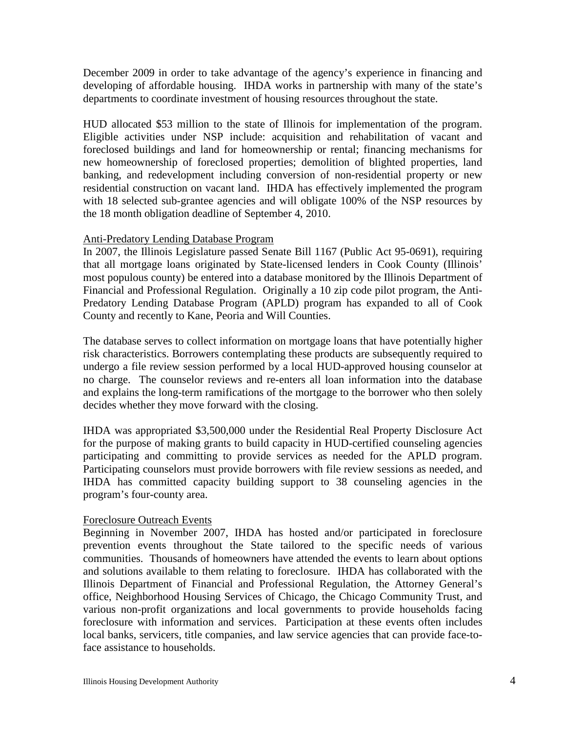December 2009 in order to take advantage of the agency's experience in financing and developing of affordable housing. IHDA works in partnership with many of the state's departments to coordinate investment of housing resources throughout the state.

HUD allocated $53 million to the state of Illinois for implementation of the program. Eligible activities under NSP include: acquisition and rehabilitation of vacant and foreclosed buildings and land for homeownership or rental; financing mechanisms for new homeownership of foreclosed properties; demolition of blighted properties, land banking, and redevelopment including conversion of non-residential property or new residential construction on vacant land. IHDA has effectively implemented the program with 18 selected sub-grantee agencies and will obligate 100% of the NSP resources by the 18 month obligation deadline of September 4, 2010.

<u>Anti-Predatory Lending Database Program</u>

In 2007, the Illinois Legislature passed Senate Bill 1167 (Public Act 95-0691), requiring that all mortgage loans originated by State-licensed lenders in Cook County (Illinois' most populous county) be entered into a database monitored by the Illinois Department of Financial and Professional Regulation. Originally a 10 zip code pilot program, the Anti-Predatory Lending Database Program (APLD) program has expanded to all of Cook County and recently to Kane, Peoria and Will Counties.

The database serves to collect information on mortgage loans that have potentially higher risk characteristics. Borrowers contemplating these products are subsequently required to undergo a file review session performed by a local HUD-approved housing counselor at no charge. The counselor reviews and re-enters all loan information into the database and explains the long-term ramifications of the mortgage to the borrower who then solely decides whether they move forward with the closing.

IHDA was appropriated $3,500,000 under the Residential Real Property Disclosure Act for the purpose of making grants to build capacity in HUD-certified counseling agencies participating and committing to provide services as needed for the APLD program. Participating counselors must provide borrowers with file review sessions as needed, and IHDA has committed capacity building support to 38 counseling agencies in the program's four-county area.

<u>Foreclosure Outreach Events</u>

Beginning in November 2007, IHDA has hosted and/or participated in foreclosure prevention events throughout the State tailored to the specific needs of various communities. Thousands of homeowners have attended the events to learn about options and solutions available to them relating to foreclosure. IHDA has collaborated with the Illinois Department of Financial and Professional Regulation, the Attorney General's office, Neighborhood Housing Services of Chicago, the Chicago Community Trust, and various non-profit organizations and local governments to provide households facing foreclosure with information and services. Participation at these events often includes local banks, servicers, title companies, and law service agencies that can provide face-to-face assistance to households.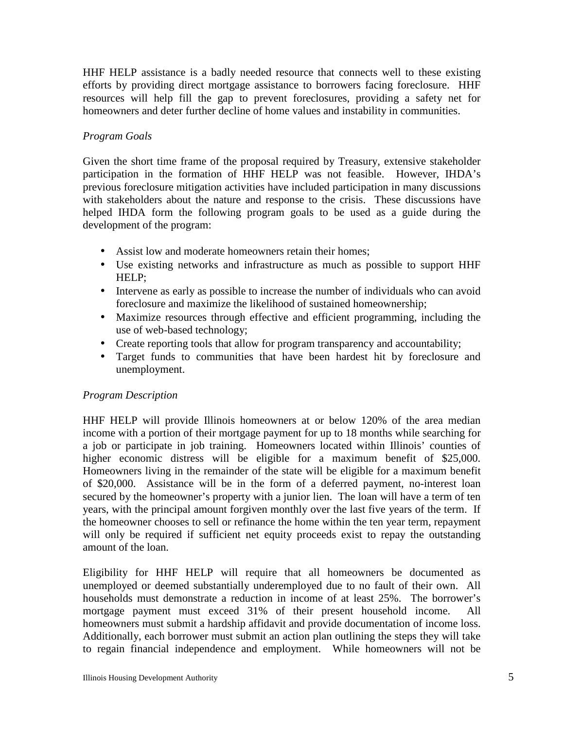HHF HELP assistance is a badly needed resource that connects well to these existing efforts by providing direct mortgage assistance to borrowers facing foreclosure. HHF resources will help fill the gap to prevent foreclosures, providing a safety net for homeowners and deter further decline of home values and instability in communities.

*Program Goals*

Given the short time frame of the proposal required by Treasury, extensive stakeholder participation in the formation of HHF HELP was not feasible. However, IHDA's previous foreclosure mitigation activities have included participation in many discussions with stakeholders about the nature and response to the crisis. These discussions have helped IHDA form the following program goals to be used as a guide during the development of the program:

- Assist low and moderate homeowners retain their homes;
- Use existing networks and infrastructure as much as possible to support HHF HELP;
- Intervene as early as possible to increase the number of individuals who can avoid foreclosure and maximize the likelihood of sustained homeownership;
- Maximize resources through effective and efficient programming, including the use of web-based technology;
- Create reporting tools that allow for program transparency and accountability;
- Target funds to communities that have been hardest hit by foreclosure and unemployment.

*Program Description*

HHF HELP will provide Illinois homeowners at or below 120% of the area median income with a portion of their mortgage payment for up to 18 months while searching for a job or participate in job training. Homeowners located within Illinois' counties of higher economic distress will be eligible for a maximum benefit of $25,000. Homeowners living in the remainder of the state will be eligible for a maximum benefit of $20,000. Assistance will be in the form of a deferred payment, no-interest loan secured by the homeowner's property with a junior lien. The loan will have a term of ten years, with the principal amount forgiven monthly over the last five years of the term. If the homeowner chooses to sell or refinance the home within the ten year term, repayment will only be required if sufficient net equity proceeds exist to repay the outstanding amount of the loan.

Eligibility for HHF HELP will require that all homeowners be documented as unemployed or deemed substantially underemployed due to no fault of their own. All households must demonstrate a reduction in income of at least 25%. The borrower's mortgage payment must exceed 31% of their present household income. All homeowners must submit a hardship affidavit and provide documentation of income loss. Additionally, each borrower must submit an action plan outlining the steps they will take to regain financial independence and employment. While homeowners will not be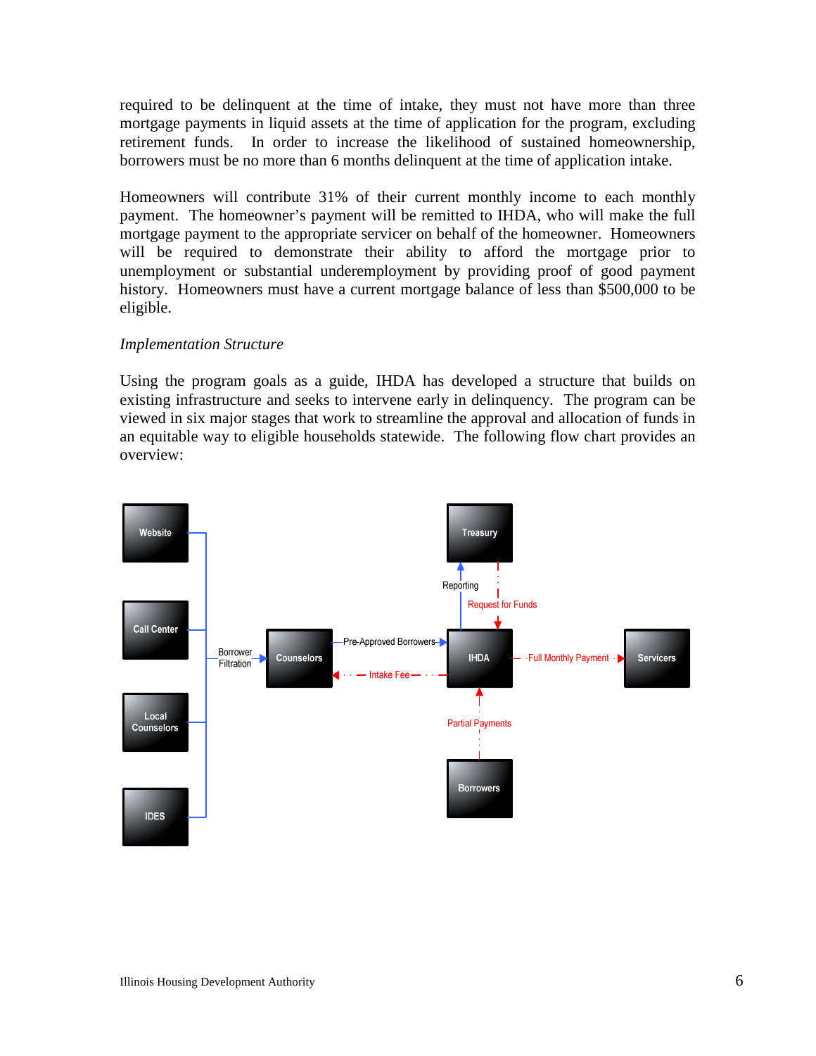required to be delinquent at the time of intake, they must not have more than three mortgage payments in liquid assets at the time of application for the program, excluding retirement funds. In order to increase the likelihood of sustained homeownership, borrowers must be no more than 6 months delinquent at the time of application intake.

Homeowners will contribute 31% of their current monthly income to each monthly payment. The homeowner's payment will be remitted to IHDA, who will make the full mortgage payment to the appropriate servicer on behalf of the homeowner. Homeowners will be required to demonstrate their ability to afford the mortgage prior to unemployment or substantial underemployment by providing proof of good payment history. Homeowners must have a current mortgage balance of less than $500,000 to be eligible.

*Implementation Structure*

Using the program goals as a guide, IHDA has developed a structure that builds on existing infrastructure and seeks to intervene early in delinquency. The program can be viewed in six major stages that work to streamline the approval and allocation of funds in an equitable way to eligible households statewide. The following flow chart provides an overview:

Website
Call Center
Local Counselors
IDES
Borrower Filtration
Counselors
Pre-Approved Borrowers
Intake Fee
Treasury
Reporting
Request for Funds
IHDA
Full Monthly Payment
Servicers
Partial Payments
Borrowers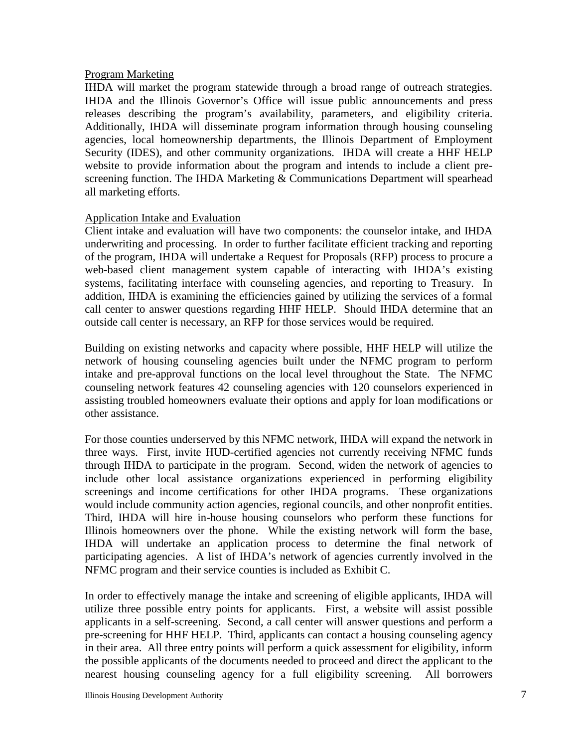## Program Marketing

IHDA will market the program statewide through a broad range of outreach strategies. IHDA and the Illinois Governor's Office will issue public announcements and press releases describing the program's availability, parameters, and eligibility criteria. Additionally, IHDA will disseminate program information through housing counseling agencies, local homeownership departments, the Illinois Department of Employment Security (IDES), and other community organizations. IHDA will create a HHF HELP website to provide information about the program and intends to include a client pre-screening function. The IHDA Marketing & Communications Department will spearhead all marketing efforts.

## Application Intake and Evaluation

Client intake and evaluation will have two components: the counselor intake, and IHDA underwriting and processing. In order to further facilitate efficient tracking and reporting of the program, IHDA will undertake a Request for Proposals (RFP) process to procure a web-based client management system capable of interacting with IHDA's existing systems, facilitating interface with counseling agencies, and reporting to Treasury. In addition, IHDA is examining the efficiencies gained by utilizing the services of a formal call center to answer questions regarding HHF HELP. Should IHDA determine that an outside call center is necessary, an RFP for those services would be required.

Building on existing networks and capacity where possible, HHF HELP will utilize the network of housing counseling agencies built under the NFMC program to perform intake and pre-approval functions on the local level throughout the State. The NFMC counseling network features 42 counseling agencies with 120 counselors experienced in assisting troubled homeowners evaluate their options and apply for loan modifications or other assistance.

For those counties underserved by this NFMC network, IHDA will expand the network in three ways. First, invite HUD-certified agencies not currently receiving NFMC funds through IHDA to participate in the program. Second, widen the network of agencies to include other local assistance organizations experienced in performing eligibility screenings and income certifications for other IHDA programs. These organizations would include community action agencies, regional councils, and other nonprofit entities. Third, IHDA will hire in-house housing counselors who perform these functions for Illinois homeowners over the phone. While the existing network will form the base, IHDA will undertake an application process to determine the final network of participating agencies. A list of IHDA's network of agencies currently involved in the NFMC program and their service counties is included as Exhibit C.

In order to effectively manage the intake and screening of eligible applicants, IHDA will utilize three possible entry points for applicants. First, a website will assist possible applicants in a self-screening. Second, a call center will answer questions and perform a pre-screening for HHF HELP. Third, applicants can contact a housing counseling agency in their area. All three entry points will perform a quick assessment for eligibility, inform the possible applicants of the documents needed to proceed and direct the applicant to the nearest housing counseling agency for a full eligibility screening. All borrowers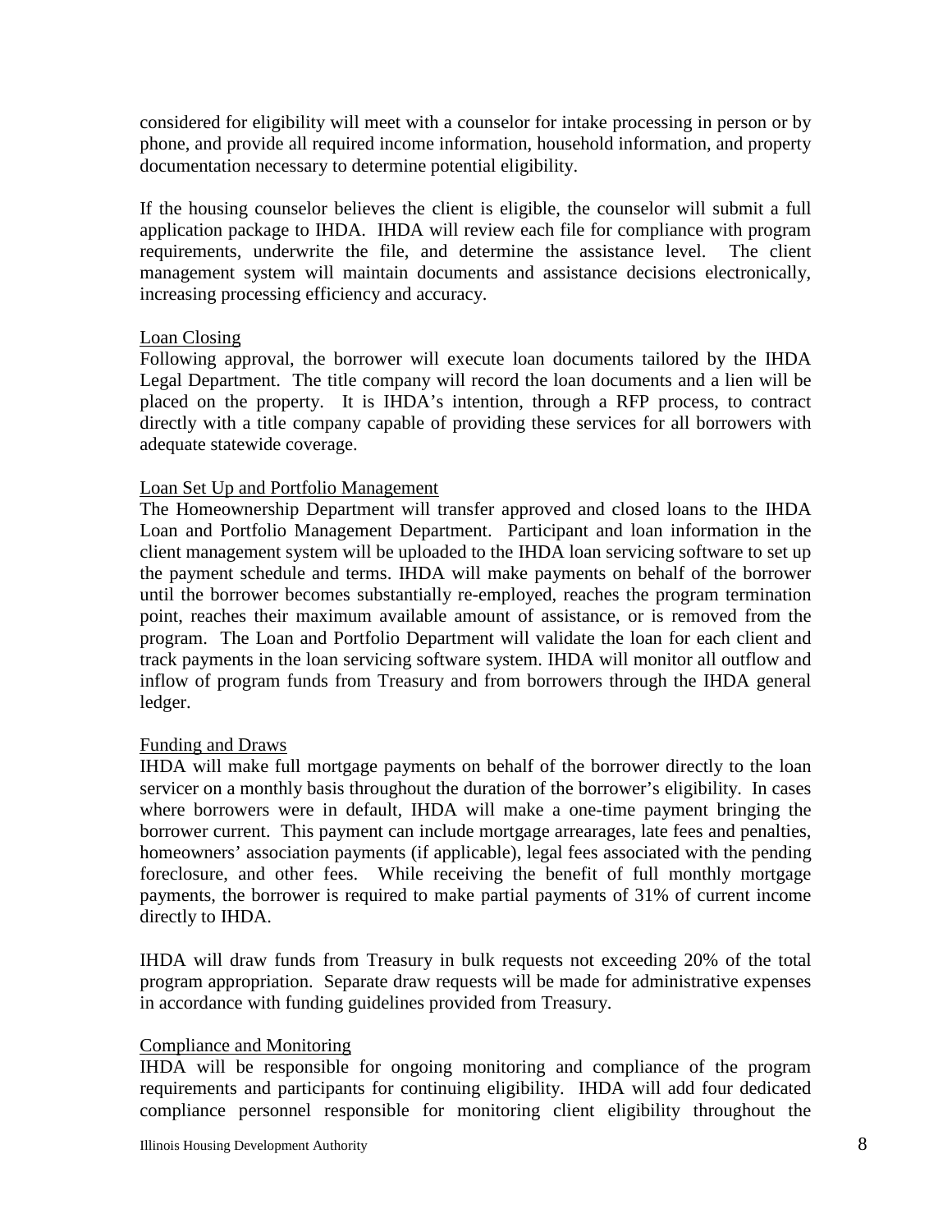considered for eligibility will meet with a counselor for intake processing in person or by phone, and provide all required income information, household information, and property documentation necessary to determine potential eligibility.

If the housing counselor believes the client is eligible, the counselor will submit a full application package to IHDA. IHDA will review each file for compliance with program requirements, underwrite the file, and determine the assistance level. The client management system will maintain documents and assistance decisions electronically, increasing processing efficiency and accuracy.

<u>Loan Closing</u>

Following approval, the borrower will execute loan documents tailored by the IHDA Legal Department. The title company will record the loan documents and a lien will be placed on the property. It is IHDA's intention, through a RFP process, to contract directly with a title company capable of providing these services for all borrowers with adequate statewide coverage.

<u>Loan Set Up and Portfolio Management</u>

The Homeownership Department will transfer approved and closed loans to the IHDA Loan and Portfolio Management Department. Participant and loan information in the client management system will be uploaded to the IHDA loan servicing software to set up the payment schedule and terms. IHDA will make payments on behalf of the borrower until the borrower becomes substantially re-employed, reaches the program termination point, reaches their maximum available amount of assistance, or is removed from the program. The Loan and Portfolio Department will validate the loan for each client and track payments in the loan servicing software system. IHDA will monitor all outflow and inflow of program funds from Treasury and from borrowers through the IHDA general ledger.

<u>Funding and Draws</u>

IHDA will make full mortgage payments on behalf of the borrower directly to the loan servicer on a monthly basis throughout the duration of the borrower's eligibility. In cases where borrowers were in default, IHDA will make a one-time payment bringing the borrower current. This payment can include mortgage arrearages, late fees and penalties, homeowners' association payments (if applicable), legal fees associated with the pending foreclosure, and other fees. While receiving the benefit of full monthly mortgage payments, the borrower is required to make partial payments of 31% of current income directly to IHDA.

IHDA will draw funds from Treasury in bulk requests not exceeding 20% of the total program appropriation. Separate draw requests will be made for administrative expenses in accordance with funding guidelines provided from Treasury.

<u>Compliance and Monitoring</u>

IHDA will be responsible for ongoing monitoring and compliance of the program requirements and participants for continuing eligibility. IHDA will add four dedicated compliance personnel responsible for monitoring client eligibility throughout the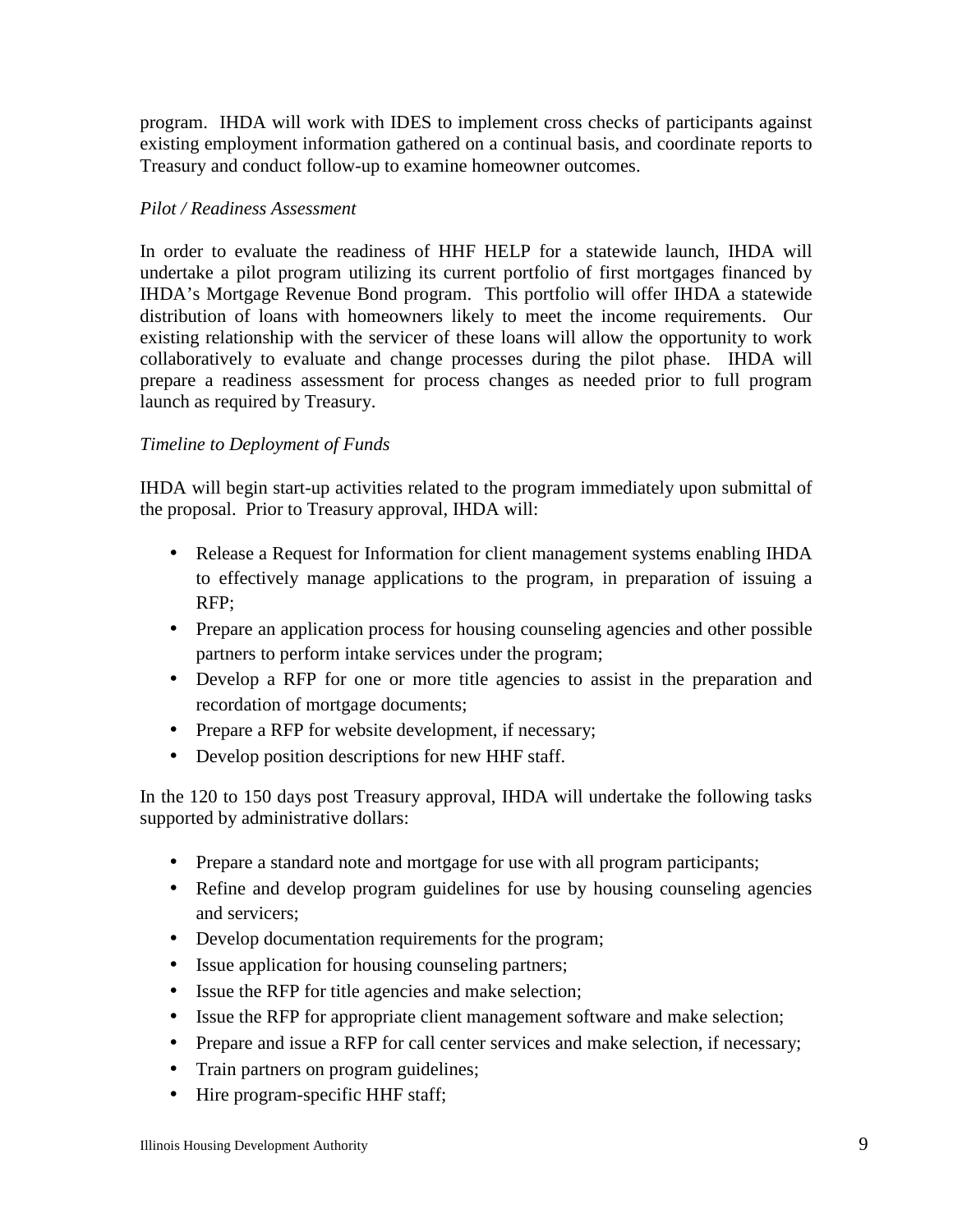program. IHDA will work with IDES to implement cross checks of participants against existing employment information gathered on a continual basis, and coordinate reports to Treasury and conduct follow-up to examine homeowner outcomes.

*Pilot / Readiness Assessment*

In order to evaluate the readiness of HHF HELP for a statewide launch, IHDA will undertake a pilot program utilizing its current portfolio of first mortgages financed by IHDA's Mortgage Revenue Bond program. This portfolio will offer IHDA a statewide distribution of loans with homeowners likely to meet the income requirements. Our existing relationship with the servicer of these loans will allow the opportunity to work collaboratively to evaluate and change processes during the pilot phase. IHDA will prepare a readiness assessment for process changes as needed prior to full program launch as required by Treasury.

*Timeline to Deployment of Funds*

IHDA will begin start-up activities related to the program immediately upon submittal of the proposal. Prior to Treasury approval, IHDA will:

- Release a Request for Information for client management systems enabling IHDA to effectively manage applications to the program, in preparation of issuing a RFP;
- Prepare an application process for housing counseling agencies and other possible partners to perform intake services under the program;
- Develop a RFP for one or more title agencies to assist in the preparation and recordation of mortgage documents;
- Prepare a RFP for website development, if necessary;
- Develop position descriptions for new HHF staff.

In the 120 to 150 days post Treasury approval, IHDA will undertake the following tasks supported by administrative dollars:

- Prepare a standard note and mortgage for use with all program participants;
- Refine and develop program guidelines for use by housing counseling agencies and servicers;
- Develop documentation requirements for the program;
- Issue application for housing counseling partners;
- Issue the RFP for title agencies and make selection;
- Issue the RFP for appropriate client management software and make selection;
- Prepare and issue a RFP for call center services and make selection, if necessary;
- Train partners on program guidelines;
- Hire program-specific HHF staff;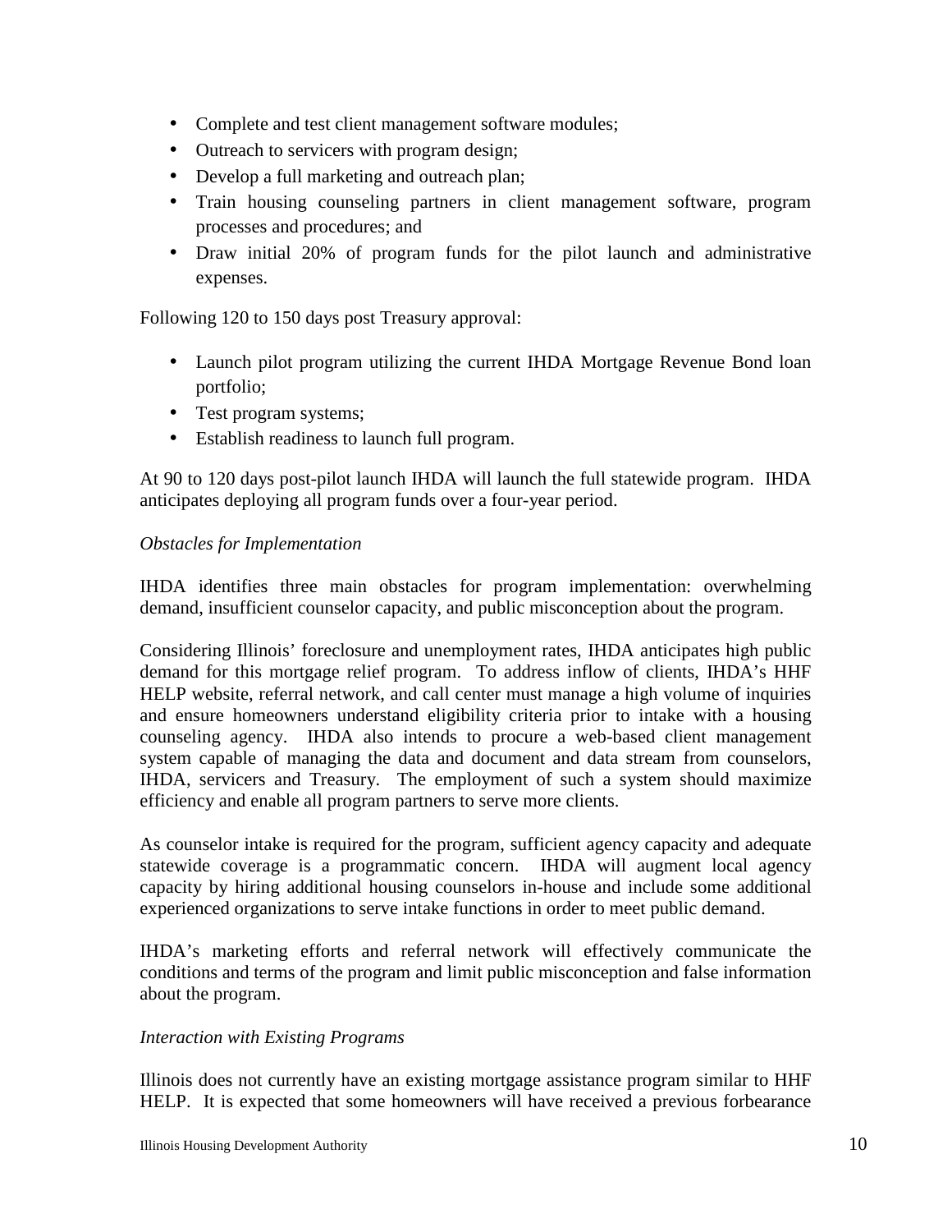- Complete and test client management software modules;
- Outreach to servicers with program design;
- Develop a full marketing and outreach plan;
- Train housing counseling partners in client management software, program processes and procedures; and
- Draw initial 20% of program funds for the pilot launch and administrative expenses.

Following 120 to 150 days post Treasury approval:

- Launch pilot program utilizing the current IHDA Mortgage Revenue Bond loan portfolio;
- Test program systems;
- Establish readiness to launch full program.

At 90 to 120 days post-pilot launch IHDA will launch the full statewide program. IHDA anticipates deploying all program funds over a four-year period.

*Obstacles for Implementation*

IHDA identifies three main obstacles for program implementation: overwhelming demand, insufficient counselor capacity, and public misconception about the program.

Considering Illinois' foreclosure and unemployment rates, IHDA anticipates high public demand for this mortgage relief program. To address inflow of clients, IHDA's HHF HELP website, referral network, and call center must manage a high volume of inquiries and ensure homeowners understand eligibility criteria prior to intake with a housing counseling agency. IHDA also intends to procure a web-based client management system capable of managing the data and document and data stream from counselors, IHDA, servicers and Treasury. The employment of such a system should maximize efficiency and enable all program partners to serve more clients.

As counselor intake is required for the program, sufficient agency capacity and adequate statewide coverage is a programmatic concern. IHDA will augment local agency capacity by hiring additional housing counselors in-house and include some additional experienced organizations to serve intake functions in order to meet public demand.

IHDA's marketing efforts and referral network will effectively communicate the conditions and terms of the program and limit public misconception and false information about the program.

*Interaction with Existing Programs*

Illinois does not currently have an existing mortgage assistance program similar to HHF HELP. It is expected that some homeowners will have received a previous forbearance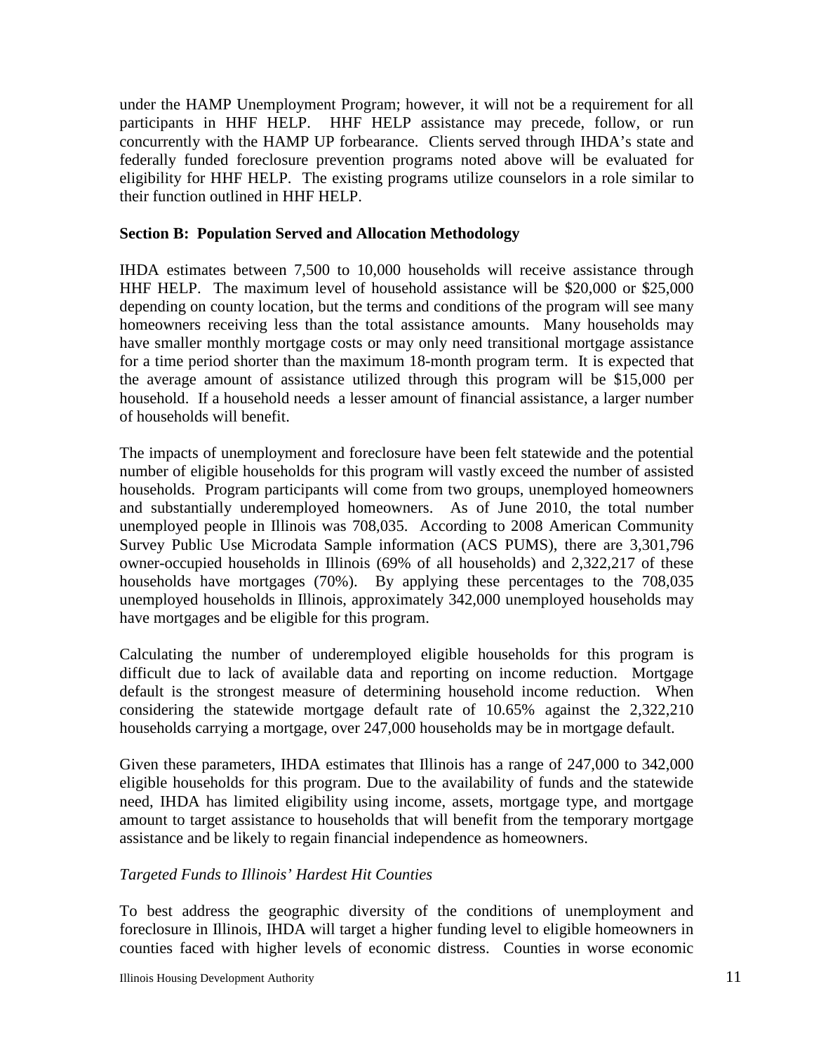under the HAMP Unemployment Program; however, it will not be a requirement for all participants in HHF HELP. HHF HELP assistance may precede, follow, or run concurrently with the HAMP UP forbearance. Clients served through IHDA's state and federally funded foreclosure prevention programs noted above will be evaluated for eligibility for HHF HELP. The existing programs utilize counselors in a role similar to their function outlined in HHF HELP.

**Section B: Population Served and Allocation Methodology**

IHDA estimates between 7,500 to 10,000 households will receive assistance through HHF HELP. The maximum level of household assistance will be $20,000 or $25,000 depending on county location, but the terms and conditions of the program will see many homeowners receiving less than the total assistance amounts. Many households may have smaller monthly mortgage costs or may only need transitional mortgage assistance for a time period shorter than the maximum 18-month program term. It is expected that the average amount of assistance utilized through this program will be $15,000 per household. If a household needs a lesser amount of financial assistance, a larger number of households will benefit.

The impacts of unemployment and foreclosure have been felt statewide and the potential number of eligible households for this program will vastly exceed the number of assisted households. Program participants will come from two groups, unemployed homeowners and substantially underemployed homeowners. As of June 2010, the total number unemployed people in Illinois was 708,035. According to 2008 American Community Survey Public Use Microdata Sample information (ACS PUMS), there are 3,301,796 owner-occupied households in Illinois (69% of all households) and 2,322,217 of these households have mortgages (70%). By applying these percentages to the 708,035 unemployed households in Illinois, approximately 342,000 unemployed households may have mortgages and be eligible for this program.

Calculating the number of underemployed eligible households for this program is difficult due to lack of available data and reporting on income reduction. Mortgage default is the strongest measure of determining household income reduction. When considering the statewide mortgage default rate of 10.65% against the 2,322,210 households carrying a mortgage, over 247,000 households may be in mortgage default.

Given these parameters, IHDA estimates that Illinois has a range of 247,000 to 342,000 eligible households for this program. Due to the availability of funds and the statewide need, IHDA has limited eligibility using income, assets, mortgage type, and mortgage amount to target assistance to households that will benefit from the temporary mortgage assistance and be likely to regain financial independence as homeowners.

*Targeted Funds to Illinois' Hardest Hit Counties*

To best address the geographic diversity of the conditions of unemployment and foreclosure in Illinois, IHDA will target a higher funding level to eligible homeowners in counties faced with higher levels of economic distress. Counties in worse economic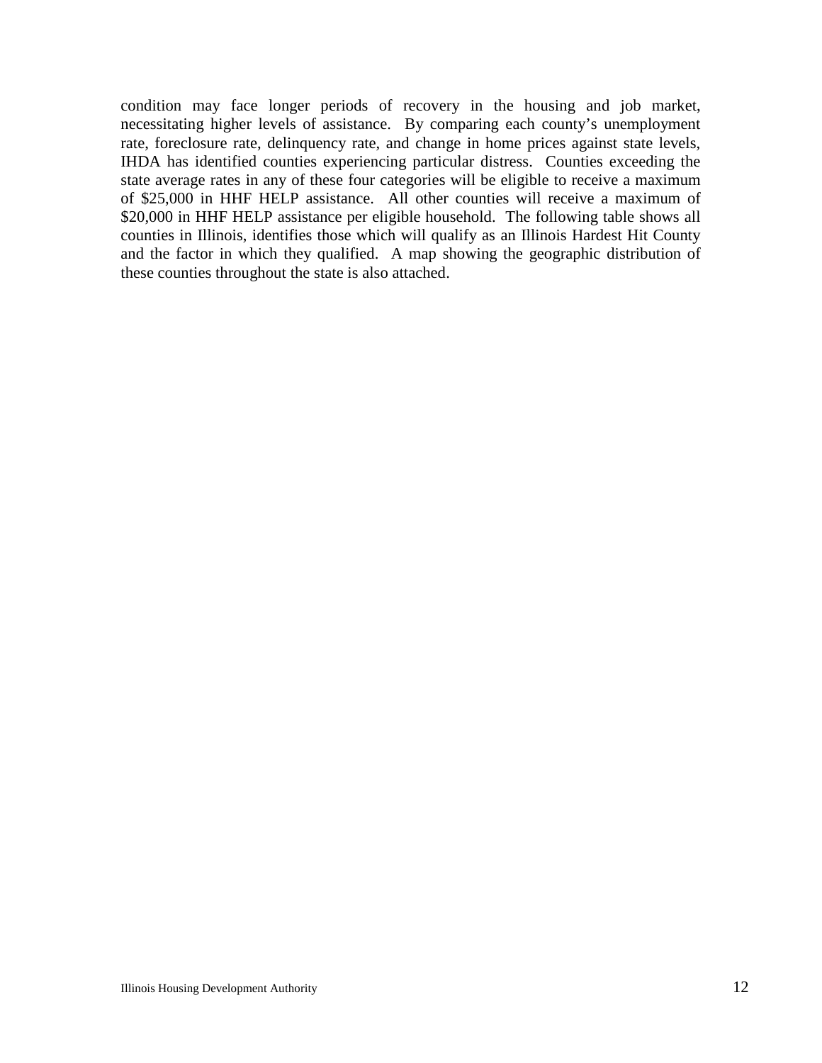condition may face longer periods of recovery in the housing and job market, necessitating higher levels of assistance. By comparing each county's unemployment rate, foreclosure rate, delinquency rate, and change in home prices against state levels, IHDA has identified counties experiencing particular distress. Counties exceeding the state average rates in any of these four categories will be eligible to receive a maximum of $25,000 in HHF HELP assistance. All other counties will receive a maximum of $20,000 in HHF HELP assistance per eligible household. The following table shows all counties in Illinois, identifies those which will qualify as an Illinois Hardest Hit County and the factor in which they qualified. A map showing the geographic distribution of these counties throughout the state is also attached.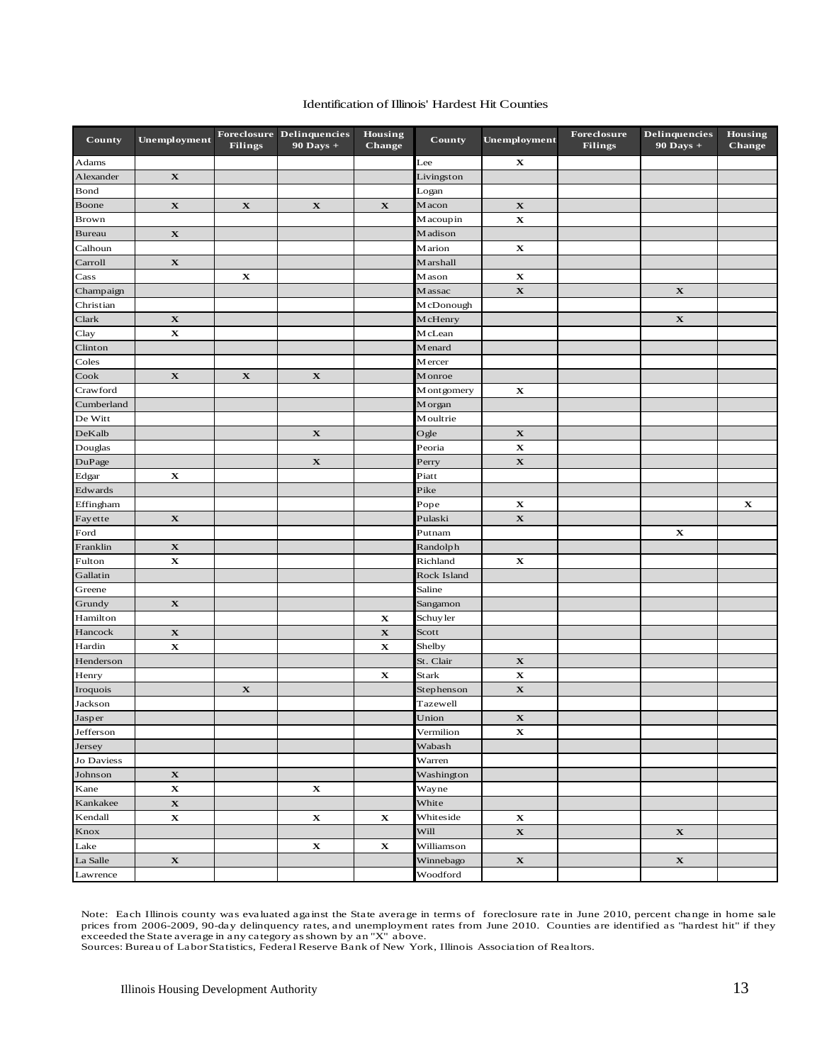Identification of Illinois' Hardest Hit Counties

| County | Unemployment | Foreclosure Filings | Delinquencies 90 Days + | Housing Change | County | Unemployment | Foreclosure Filings | Delinquencies 90 Days + | Housing Change |
|---|---|---|---|---|---|---|---|---|---|
| Adams | | | | | Lee | X | | | |
| Alexander | X | | | | Livingston | | | | |
| Bond | | | | | Logan | | | | |
| Boone | X | X | X | X | Macon | X | | | |
| Brown | | | | | Macoupin | X | | | |
| Bureau | X | | | | Madison | | | | |
| Calhoun | | | | | Marion | X | | | |
| Carroll | X | | | | Marshall | | | | |
| Cass | | X | | | Mason | X | | | |
| Champaign | | | | | Massac | X | | X | |
| Christian | | | | | McDonough | | | | |
| Clark | X | | | | McHenry | | | X | |
| Clay | X | | | | McLean | | | | |
| Clinton | | | | | Menard | | | | |
| Coles | | | | | Mercer | | | | |
| Cook | X | X | X | | Monroe | | | | |
| Crawford | | | | | Montgomery | X | | | |
| Cumberland | | | | | Morgan | | | | |
| De Witt | | | | | Moultrie | | | | |
| DeKalb | | | X | | Ogle | X | | | |
| Douglas | | | | | Peoria | X | | | |
| DuPage | | | X | | Perry | X | | | |
| Edgar | X | | | | Piatt | | | | |
| Edwards | | | | | Pike | | | | |
| Effingham | | | | | Pope | X | | | X |
| Fayette | X | | | | Pulaski | X | | | |
| Ford | | | | | Putnam | | | X | |
| Franklin | X | | | | Randolph | | | | |
| Fulton | X | | | | Richland | X | | | |
| Gallatin | | | | | Rock Island | | | | |
| Greene | | | | | Saline | | | | |
| Grundy | X | | | | Sangamon | | | | |
| Hamilton | | | | X | Schuyler | | | | |
| Hancock | X | | | X | Scott | | | | |
| Hardin | X | | | X | Shelby | | | | |
| Henderson | | | | | St. Clair | X | | | |
| Henry | | | | X | Stark | X | | | |
| Iroquois | | X | | | Stephenson | X | | | |
| Jackson | | | | | Tazewell | | | | |
| Jasper | | | | | Union | X | | | |
| Jefferson | | | | | Vermilion | X | | | |
| Jersey | | | | | Wabash | | | | |
| Jo Daviess | | | | | Warren | | | | |
| Johnson | X | | | | Washington | | | | |
| Kane | X | | X | | Wayne | | | | |
| Kankakee | X | | | | White | | | | |
| Kendall | X | | X | X | Whiteside | X | | | |
| Knox | | | | | Will | X | | X | |
| Lake | | | X | X | Williamson | | | | |
| La Salle | X | | | | Winnebago | X | | X | |
| Lawrence | | | | | Woodford | | | | |

Note: Each Illinois county was evaluated against the State average in terms of foreclosure rate in June 2010, percent change in home sale prices from 2006-2009, 90-day delinquency rates, and unemployment rates from June 2010. Counties are identified as "hardest hit" if they exceeded the State average in any category as shown by an "X" above.
Sources: Bureau of Labor Statistics, Federal Reserve Bank of New York, Illinois Association of Realtors.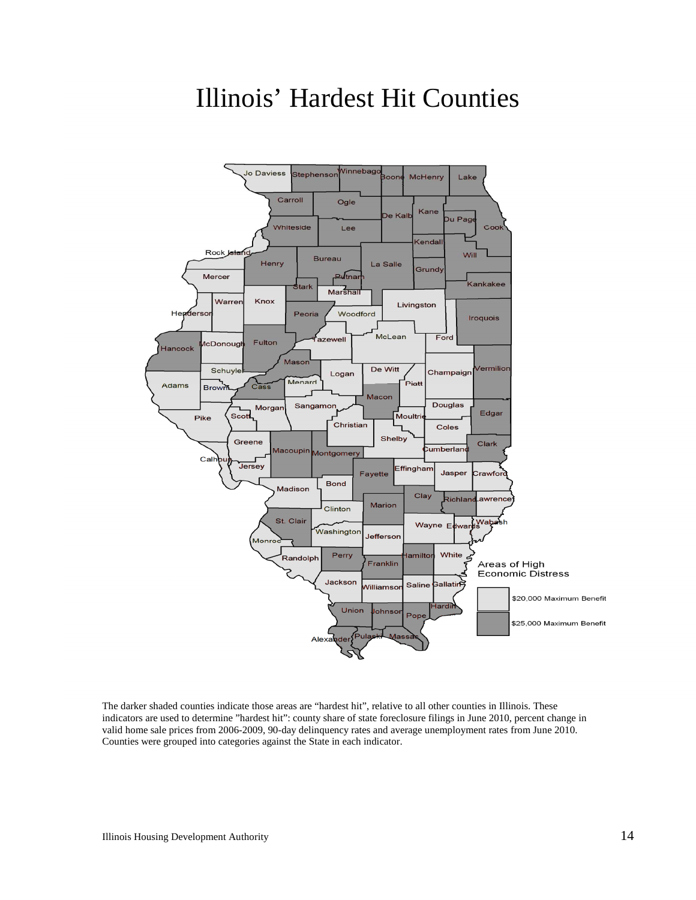# Illinois' Hardest Hit Counties

The darker shaded counties indicate those areas are "hardest hit", relative to all other counties in Illinois. These indicators are used to determine "hardest hit": county share of state foreclosure filings in June 2010, percent change in valid home sale prices from 2006-2009, 90-day delinquency rates and average unemployment rates from June 2010. Counties were grouped into categories against the State in each indicator.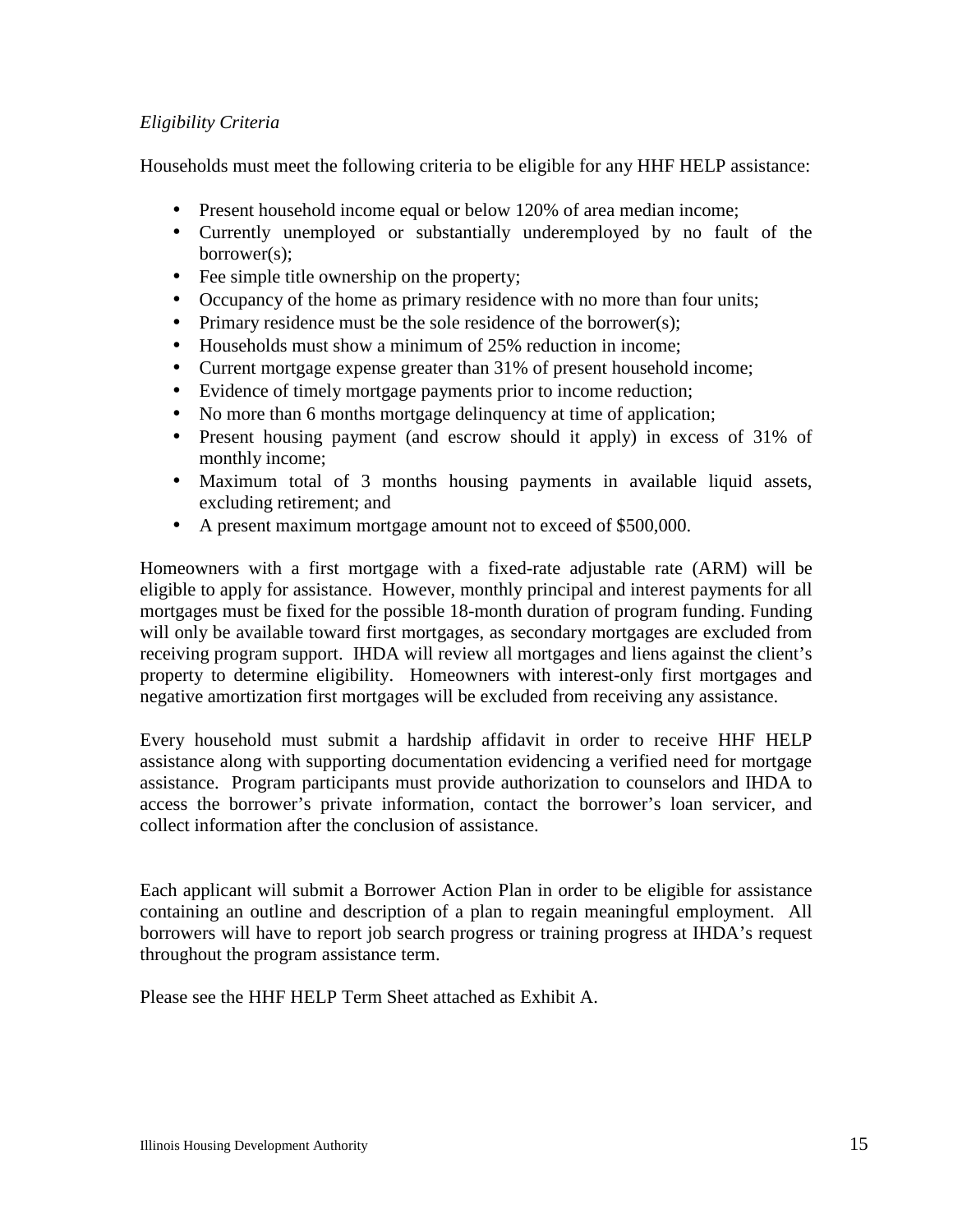*Eligibility Criteria*

Households must meet the following criteria to be eligible for any HHF HELP assistance:

- Present household income equal or below 120% of area median income;
- Currently unemployed or substantially underemployed by no fault of the borrower(s);
- Fee simple title ownership on the property;
- Occupancy of the home as primary residence with no more than four units;
- Primary residence must be the sole residence of the borrower(s);
- Households must show a minimum of 25% reduction in income;
- Current mortgage expense greater than 31% of present household income;
- Evidence of timely mortgage payments prior to income reduction;
- No more than 6 months mortgage delinquency at time of application;
- Present housing payment (and escrow should it apply) in excess of 31% of monthly income;
- Maximum total of 3 months housing payments in available liquid assets, excluding retirement; and
- A present maximum mortgage amount not to exceed of $500,000.

Homeowners with a first mortgage with a fixed-rate adjustable rate (ARM) will be eligible to apply for assistance. However, monthly principal and interest payments for all mortgages must be fixed for the possible 18-month duration of program funding. Funding will only be available toward first mortgages, as secondary mortgages are excluded from receiving program support. IHDA will review all mortgages and liens against the client's property to determine eligibility. Homeowners with interest-only first mortgages and negative amortization first mortgages will be excluded from receiving any assistance.

Every household must submit a hardship affidavit in order to receive HHF HELP assistance along with supporting documentation evidencing a verified need for mortgage assistance. Program participants must provide authorization to counselors and IHDA to access the borrower's private information, contact the borrower's loan servicer, and collect information after the conclusion of assistance.

Each applicant will submit a Borrower Action Plan in order to be eligible for assistance containing an outline and description of a plan to regain meaningful employment. All borrowers will have to report job search progress or training progress at IHDA's request throughout the program assistance term.

Please see the HHF HELP Term Sheet attached as Exhibit A.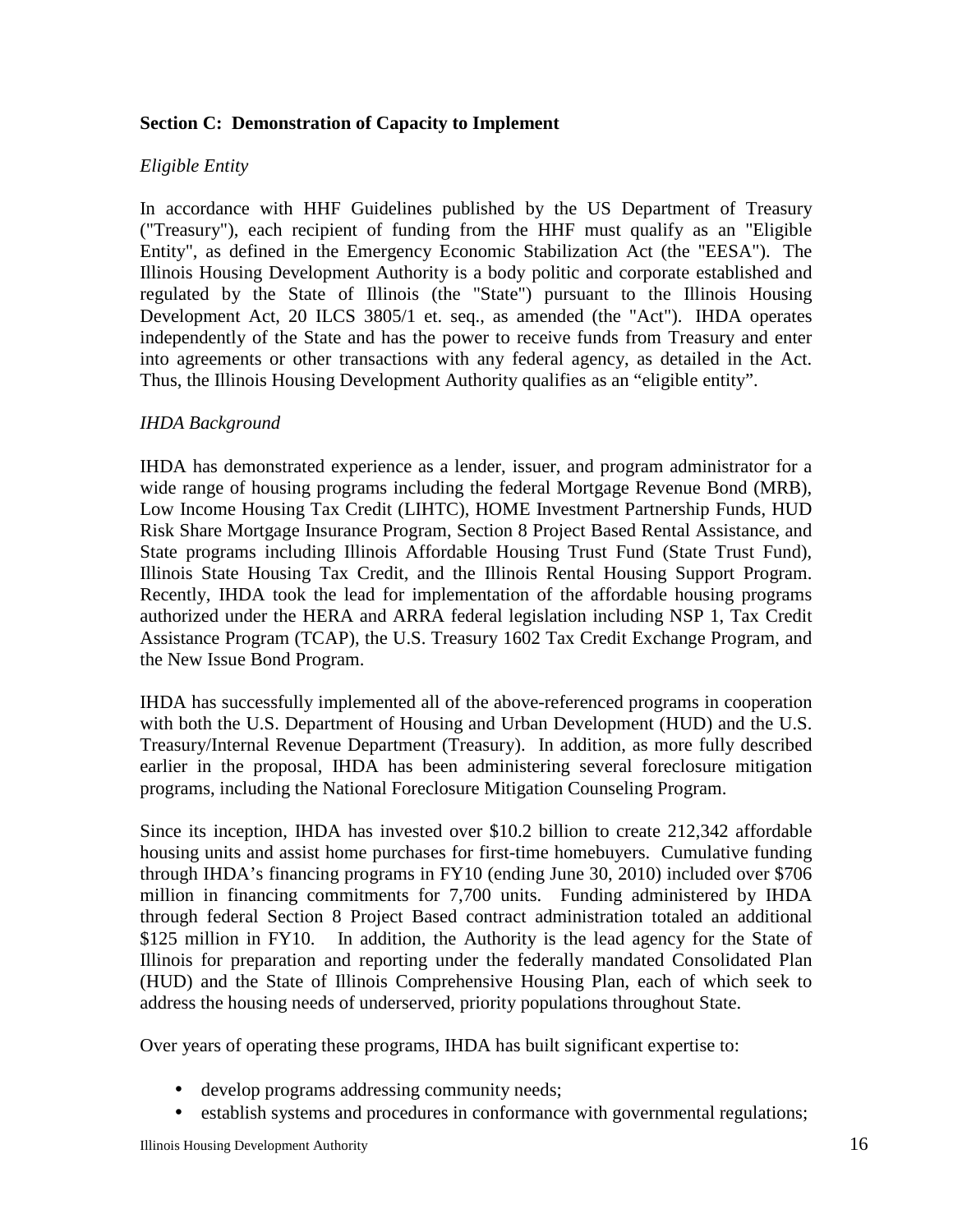**Section C: Demonstration of Capacity to Implement**

*Eligible Entity*

In accordance with HHF Guidelines published by the US Department of Treasury ("Treasury"), each recipient of funding from the HHF must qualify as an "Eligible Entity", as defined in the Emergency Economic Stabilization Act (the "EESA"). The Illinois Housing Development Authority is a body politic and corporate established and regulated by the State of Illinois (the "State") pursuant to the Illinois Housing Development Act, 20 ILCS 3805/1 et. seq., as amended (the "Act"). IHDA operates independently of the State and has the power to receive funds from Treasury and enter into agreements or other transactions with any federal agency, as detailed in the Act. Thus, the Illinois Housing Development Authority qualifies as an "eligible entity".

*IHDA Background*

IHDA has demonstrated experience as a lender, issuer, and program administrator for a wide range of housing programs including the federal Mortgage Revenue Bond (MRB), Low Income Housing Tax Credit (LIHTC), HOME Investment Partnership Funds, HUD Risk Share Mortgage Insurance Program, Section 8 Project Based Rental Assistance, and State programs including Illinois Affordable Housing Trust Fund (State Trust Fund), Illinois State Housing Tax Credit, and the Illinois Rental Housing Support Program. Recently, IHDA took the lead for implementation of the affordable housing programs authorized under the HERA and ARRA federal legislation including NSP 1, Tax Credit Assistance Program (TCAP), the U.S. Treasury 1602 Tax Credit Exchange Program, and the New Issue Bond Program.

IHDA has successfully implemented all of the above-referenced programs in cooperation with both the U.S. Department of Housing and Urban Development (HUD) and the U.S. Treasury/Internal Revenue Department (Treasury). In addition, as more fully described earlier in the proposal, IHDA has been administering several foreclosure mitigation programs, including the National Foreclosure Mitigation Counseling Program.

Since its inception, IHDA has invested over $10.2 billion to create 212,342 affordable housing units and assist home purchases for first-time homebuyers. Cumulative funding through IHDA's financing programs in FY10 (ending June 30, 2010) included over $706 million in financing commitments for 7,700 units. Funding administered by IHDA through federal Section 8 Project Based contract administration totaled an additional $125 million in FY10. In addition, the Authority is the lead agency for the State of Illinois for preparation and reporting under the federally mandated Consolidated Plan (HUD) and the State of Illinois Comprehensive Housing Plan, each of which seek to address the housing needs of underserved, priority populations throughout State.

Over years of operating these programs, IHDA has built significant expertise to:

- develop programs addressing community needs;
- establish systems and procedures in conformance with governmental regulations;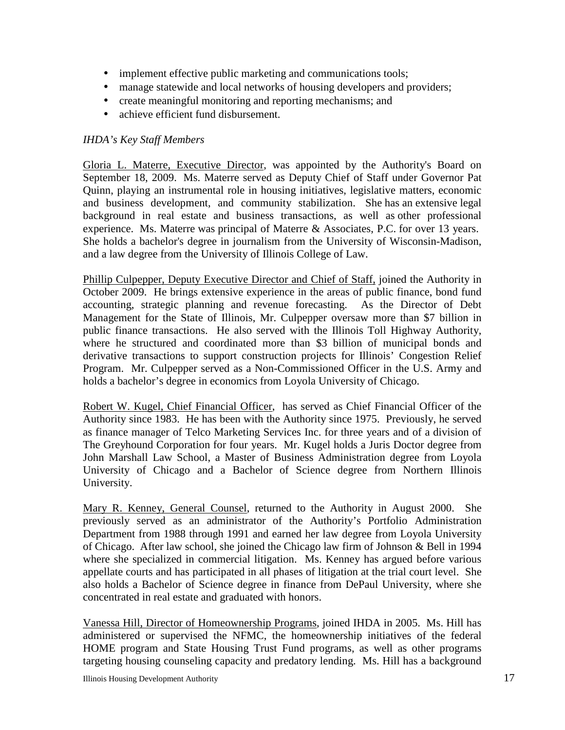- implement effective public marketing and communications tools;
- manage statewide and local networks of housing developers and providers;
- create meaningful monitoring and reporting mechanisms; and
- achieve efficient fund disbursement.

*IHDA's Key Staff Members*

Gloria L. Materre, Executive Director, was appointed by the Authority's Board on September 18, 2009. Ms. Materre served as Deputy Chief of Staff under Governor Pat Quinn, playing an instrumental role in housing initiatives, legislative matters, economic and business development, and community stabilization. She has an extensive legal background in real estate and business transactions, as well as other professional experience. Ms. Materre was principal of Materre & Associates, P.C. for over 13 years. She holds a bachelor's degree in journalism from the University of Wisconsin-Madison, and a law degree from the University of Illinois College of Law.

Phillip Culpepper, Deputy Executive Director and Chief of Staff, joined the Authority in October 2009. He brings extensive experience in the areas of public finance, bond fund accounting, strategic planning and revenue forecasting. As the Director of Debt Management for the State of Illinois, Mr. Culpepper oversaw more than $7 billion in public finance transactions. He also served with the Illinois Toll Highway Authority, where he structured and coordinated more than $3 billion of municipal bonds and derivative transactions to support construction projects for Illinois' Congestion Relief Program. Mr. Culpepper served as a Non-Commissioned Officer in the U.S. Army and holds a bachelor's degree in economics from Loyola University of Chicago.

Robert W. Kugel, Chief Financial Officer, has served as Chief Financial Officer of the Authority since 1983. He has been with the Authority since 1975. Previously, he served as finance manager of Telco Marketing Services Inc. for three years and of a division of The Greyhound Corporation for four years. Mr. Kugel holds a Juris Doctor degree from John Marshall Law School, a Master of Business Administration degree from Loyola University of Chicago and a Bachelor of Science degree from Northern Illinois University.

Mary R. Kenney, General Counsel, returned to the Authority in August 2000. She previously served as an administrator of the Authority's Portfolio Administration Department from 1988 through 1991 and earned her law degree from Loyola University of Chicago. After law school, she joined the Chicago law firm of Johnson & Bell in 1994 where she specialized in commercial litigation. Ms. Kenney has argued before various appellate courts and has participated in all phases of litigation at the trial court level. She also holds a Bachelor of Science degree in finance from DePaul University, where she concentrated in real estate and graduated with honors.

Vanessa Hill, Director of Homeownership Programs, joined IHDA in 2005. Ms. Hill has administered or supervised the NFMC, the homeownership initiatives of the federal HOME program and State Housing Trust Fund programs, as well as other programs targeting housing counseling capacity and predatory lending. Ms. Hill has a background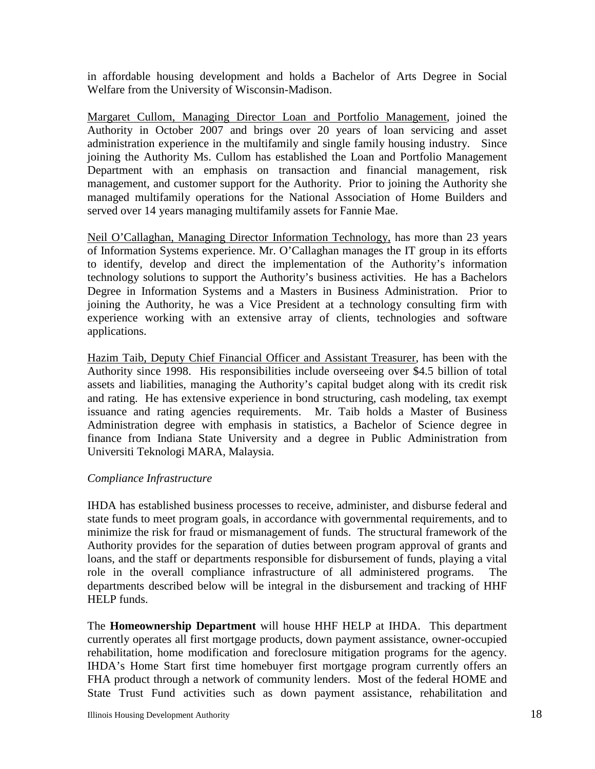in affordable housing development and holds a Bachelor of Arts Degree in Social Welfare from the University of Wisconsin-Madison.

Margaret Cullom, Managing Director Loan and Portfolio Management, joined the Authority in October 2007 and brings over 20 years of loan servicing and asset administration experience in the multifamily and single family housing industry. Since joining the Authority Ms. Cullom has established the Loan and Portfolio Management Department with an emphasis on transaction and financial management, risk management, and customer support for the Authority. Prior to joining the Authority she managed multifamily operations for the National Association of Home Builders and served over 14 years managing multifamily assets for Fannie Mae.

Neil O'Callaghan, Managing Director Information Technology, has more than 23 years of Information Systems experience. Mr. O'Callaghan manages the IT group in its efforts to identify, develop and direct the implementation of the Authority's information technology solutions to support the Authority's business activities. He has a Bachelors Degree in Information Systems and a Masters in Business Administration. Prior to joining the Authority, he was a Vice President at a technology consulting firm with experience working with an extensive array of clients, technologies and software applications.

Hazim Taib, Deputy Chief Financial Officer and Assistant Treasurer, has been with the Authority since 1998. His responsibilities include overseeing over $4.5 billion of total assets and liabilities, managing the Authority's capital budget along with its credit risk and rating. He has extensive experience in bond structuring, cash modeling, tax exempt issuance and rating agencies requirements. Mr. Taib holds a Master of Business Administration degree with emphasis in statistics, a Bachelor of Science degree in finance from Indiana State University and a degree in Public Administration from Universiti Teknologi MARA, Malaysia.

*Compliance Infrastructure*

IHDA has established business processes to receive, administer, and disburse federal and state funds to meet program goals, in accordance with governmental requirements, and to minimize the risk for fraud or mismanagement of funds. The structural framework of the Authority provides for the separation of duties between program approval of grants and loans, and the staff or departments responsible for disbursement of funds, playing a vital role in the overall compliance infrastructure of all administered programs. The departments described below will be integral in the disbursement and tracking of HHF HELP funds.

The **Homeownership Department** will house HHF HELP at IHDA. This department currently operates all first mortgage products, down payment assistance, owner-occupied rehabilitation, home modification and foreclosure mitigation programs for the agency. IHDA's Home Start first time homebuyer first mortgage program currently offers an FHA product through a network of community lenders. Most of the federal HOME and State Trust Fund activities such as down payment assistance, rehabilitation and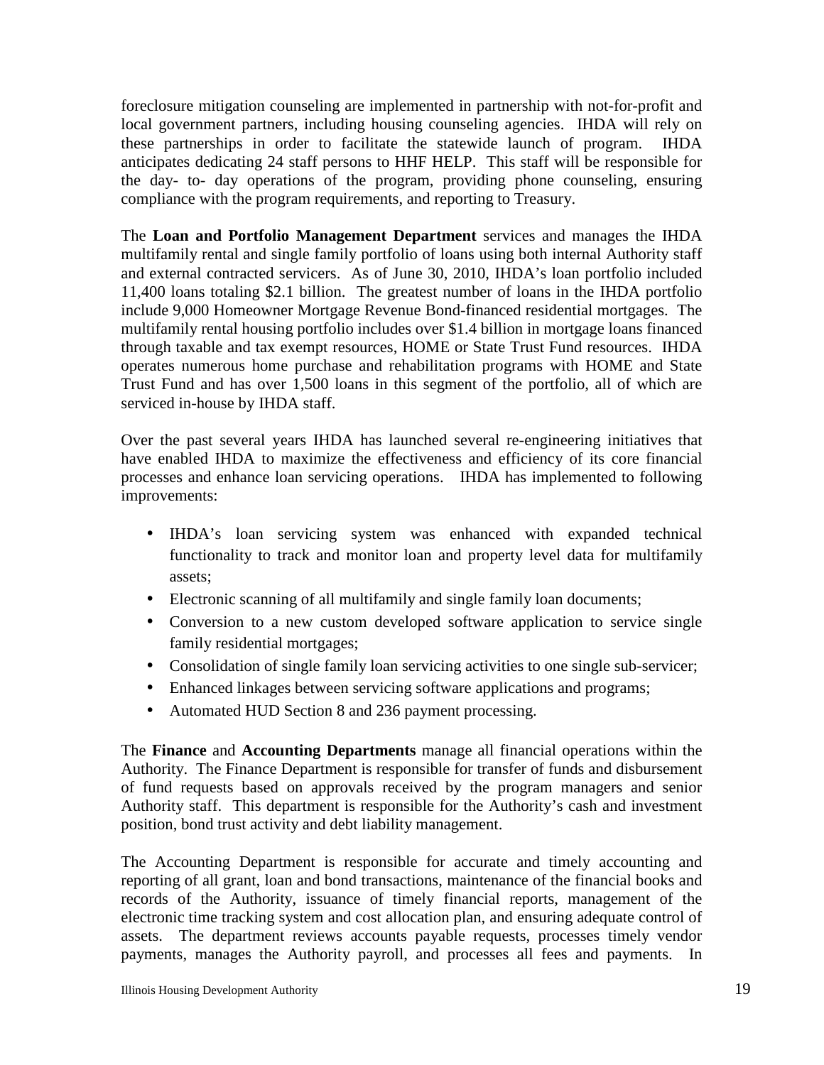foreclosure mitigation counseling are implemented in partnership with not-for-profit and local government partners, including housing counseling agencies. IHDA will rely on these partnerships in order to facilitate the statewide launch of program. IHDA anticipates dedicating 24 staff persons to HHF HELP. This staff will be responsible for the day- to- day operations of the program, providing phone counseling, ensuring compliance with the program requirements, and reporting to Treasury.

The **Loan and Portfolio Management Department** services and manages the IHDA multifamily rental and single family portfolio of loans using both internal Authority staff and external contracted servicers. As of June 30, 2010, IHDA's loan portfolio included 11,400 loans totaling $2.1 billion. The greatest number of loans in the IHDA portfolio include 9,000 Homeowner Mortgage Revenue Bond-financed residential mortgages. The multifamily rental housing portfolio includes over $1.4 billion in mortgage loans financed through taxable and tax exempt resources, HOME or State Trust Fund resources. IHDA operates numerous home purchase and rehabilitation programs with HOME and State Trust Fund and has over 1,500 loans in this segment of the portfolio, all of which are serviced in-house by IHDA staff.

Over the past several years IHDA has launched several re-engineering initiatives that have enabled IHDA to maximize the effectiveness and efficiency of its core financial processes and enhance loan servicing operations. IHDA has implemented to following improvements:

- IHDA's loan servicing system was enhanced with expanded technical functionality to track and monitor loan and property level data for multifamily assets;
- Electronic scanning of all multifamily and single family loan documents;
- Conversion to a new custom developed software application to service single family residential mortgages;
- Consolidation of single family loan servicing activities to one single sub-servicer;
- Enhanced linkages between servicing software applications and programs;
- Automated HUD Section 8 and 236 payment processing.

The **Finance** and **Accounting Departments** manage all financial operations within the Authority. The Finance Department is responsible for transfer of funds and disbursement of fund requests based on approvals received by the program managers and senior Authority staff. This department is responsible for the Authority's cash and investment position, bond trust activity and debt liability management.

The Accounting Department is responsible for accurate and timely accounting and reporting of all grant, loan and bond transactions, maintenance of the financial books and records of the Authority, issuance of timely financial reports, management of the electronic time tracking system and cost allocation plan, and ensuring adequate control of assets. The department reviews accounts payable requests, processes timely vendor payments, manages the Authority payroll, and processes all fees and payments. In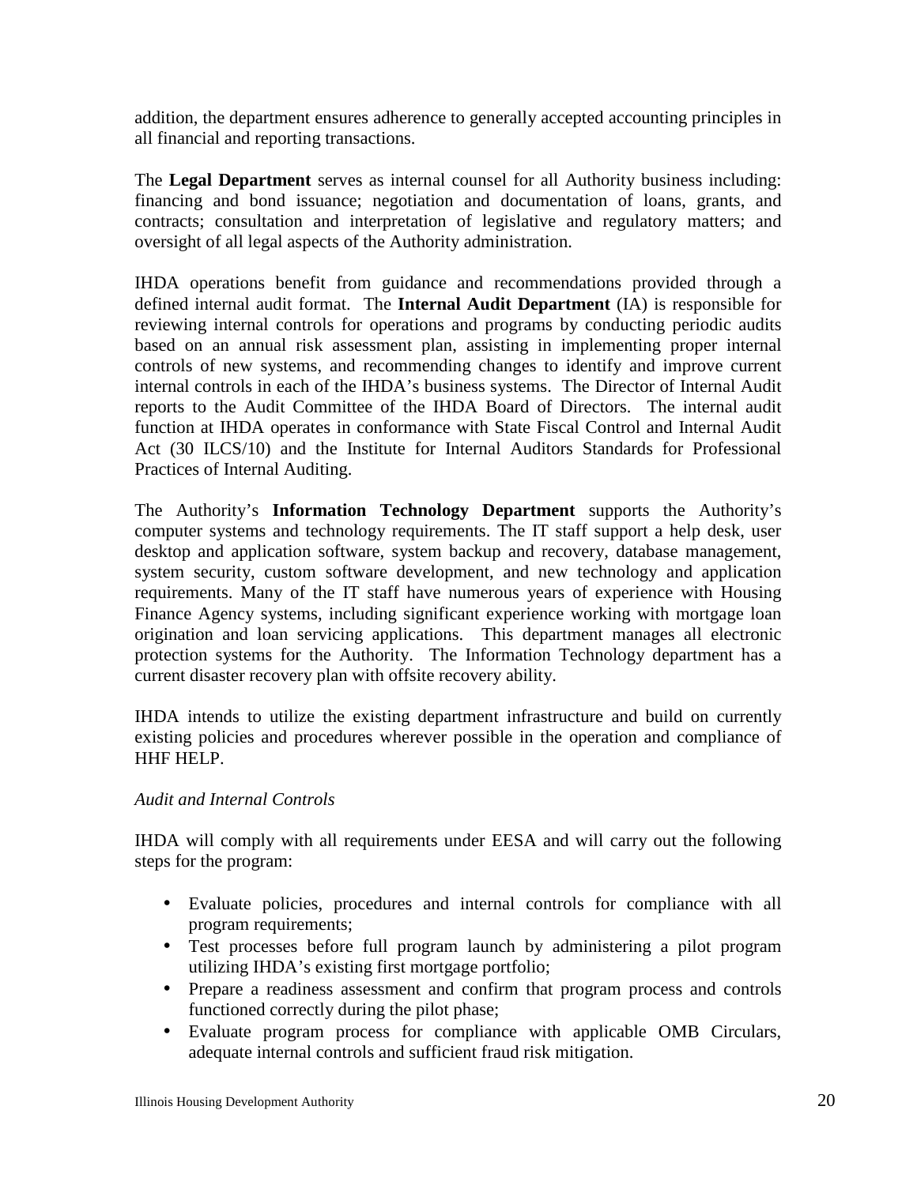addition, the department ensures adherence to generally accepted accounting principles in all financial and reporting transactions.

The **Legal Department** serves as internal counsel for all Authority business including: financing and bond issuance; negotiation and documentation of loans, grants, and contracts; consultation and interpretation of legislative and regulatory matters; and oversight of all legal aspects of the Authority administration.

IHDA operations benefit from guidance and recommendations provided through a defined internal audit format. The **Internal Audit Department** (IA) is responsible for reviewing internal controls for operations and programs by conducting periodic audits based on an annual risk assessment plan, assisting in implementing proper internal controls of new systems, and recommending changes to identify and improve current internal controls in each of the IHDA's business systems. The Director of Internal Audit reports to the Audit Committee of the IHDA Board of Directors. The internal audit function at IHDA operates in conformance with State Fiscal Control and Internal Audit Act (30 ILCS/10) and the Institute for Internal Auditors Standards for Professional Practices of Internal Auditing.

The Authority's **Information Technology Department** supports the Authority's computer systems and technology requirements. The IT staff support a help desk, user desktop and application software, system backup and recovery, database management, system security, custom software development, and new technology and application requirements. Many of the IT staff have numerous years of experience with Housing Finance Agency systems, including significant experience working with mortgage loan origination and loan servicing applications. This department manages all electronic protection systems for the Authority. The Information Technology department has a current disaster recovery plan with offsite recovery ability.

IHDA intends to utilize the existing department infrastructure and build on currently existing policies and procedures wherever possible in the operation and compliance of HHF HELP.

*Audit and Internal Controls*

IHDA will comply with all requirements under EESA and will carry out the following steps for the program:

- Evaluate policies, procedures and internal controls for compliance with all program requirements;
- Test processes before full program launch by administering a pilot program utilizing IHDA's existing first mortgage portfolio;
- Prepare a readiness assessment and confirm that program process and controls functioned correctly during the pilot phase;
- Evaluate program process for compliance with applicable OMB Circulars, adequate internal controls and sufficient fraud risk mitigation.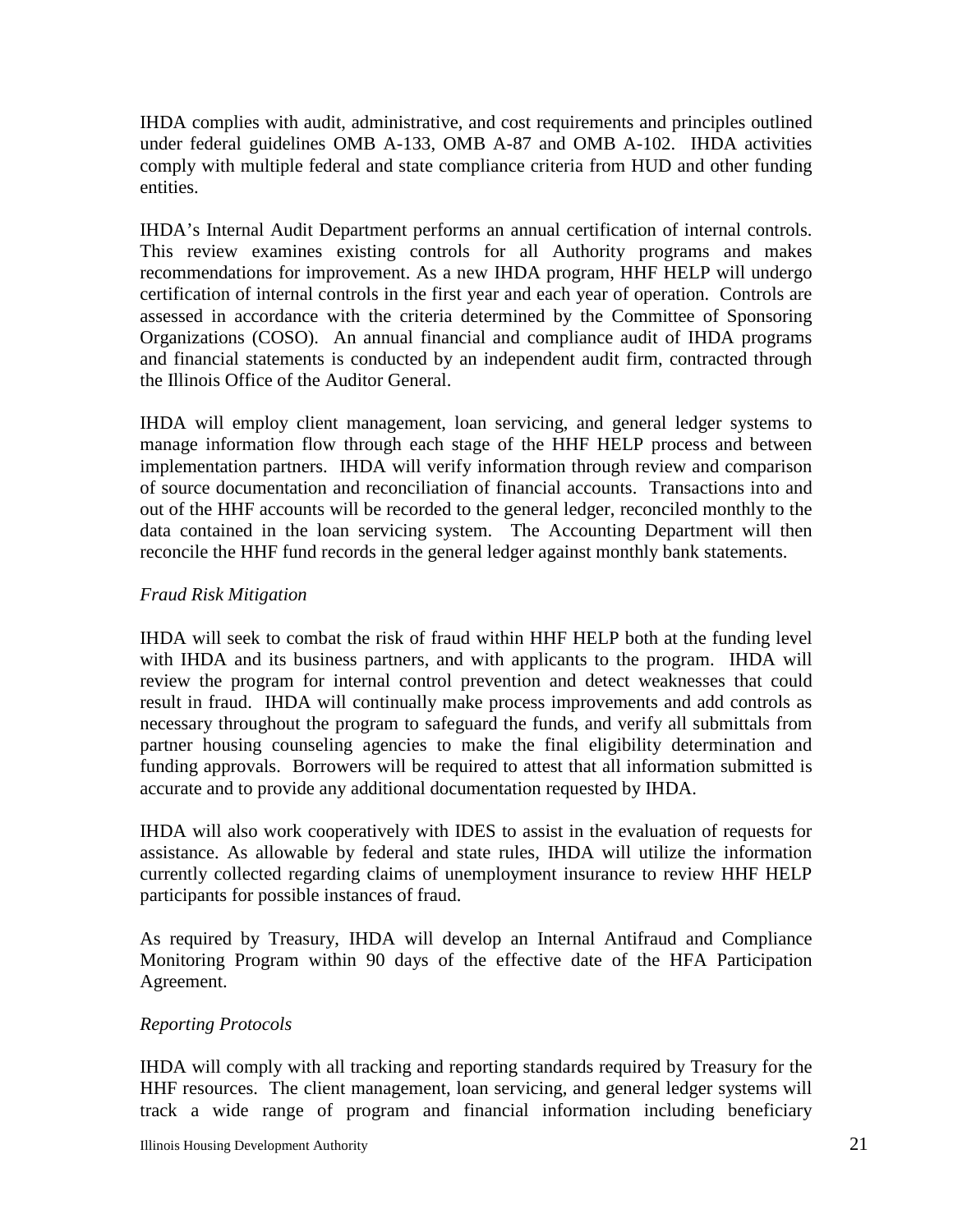IHDA complies with audit, administrative, and cost requirements and principles outlined under federal guidelines OMB A-133, OMB A-87 and OMB A-102. IHDA activities comply with multiple federal and state compliance criteria from HUD and other funding entities.

IHDA's Internal Audit Department performs an annual certification of internal controls. This review examines existing controls for all Authority programs and makes recommendations for improvement. As a new IHDA program, HHF HELP will undergo certification of internal controls in the first year and each year of operation. Controls are assessed in accordance with the criteria determined by the Committee of Sponsoring Organizations (COSO). An annual financial and compliance audit of IHDA programs and financial statements is conducted by an independent audit firm, contracted through the Illinois Office of the Auditor General.

IHDA will employ client management, loan servicing, and general ledger systems to manage information flow through each stage of the HHF HELP process and between implementation partners. IHDA will verify information through review and comparison of source documentation and reconciliation of financial accounts. Transactions into and out of the HHF accounts will be recorded to the general ledger, reconciled monthly to the data contained in the loan servicing system. The Accounting Department will then reconcile the HHF fund records in the general ledger against monthly bank statements.

*Fraud Risk Mitigation*

IHDA will seek to combat the risk of fraud within HHF HELP both at the funding level with IHDA and its business partners, and with applicants to the program. IHDA will review the program for internal control prevention and detect weaknesses that could result in fraud. IHDA will continually make process improvements and add controls as necessary throughout the program to safeguard the funds, and verify all submittals from partner housing counseling agencies to make the final eligibility determination and funding approvals. Borrowers will be required to attest that all information submitted is accurate and to provide any additional documentation requested by IHDA.

IHDA will also work cooperatively with IDES to assist in the evaluation of requests for assistance. As allowable by federal and state rules, IHDA will utilize the information currently collected regarding claims of unemployment insurance to review HHF HELP participants for possible instances of fraud.

As required by Treasury, IHDA will develop an Internal Antifraud and Compliance Monitoring Program within 90 days of the effective date of the HFA Participation Agreement.

*Reporting Protocols*

IHDA will comply with all tracking and reporting standards required by Treasury for the HHF resources. The client management, loan servicing, and general ledger systems will track a wide range of program and financial information including beneficiary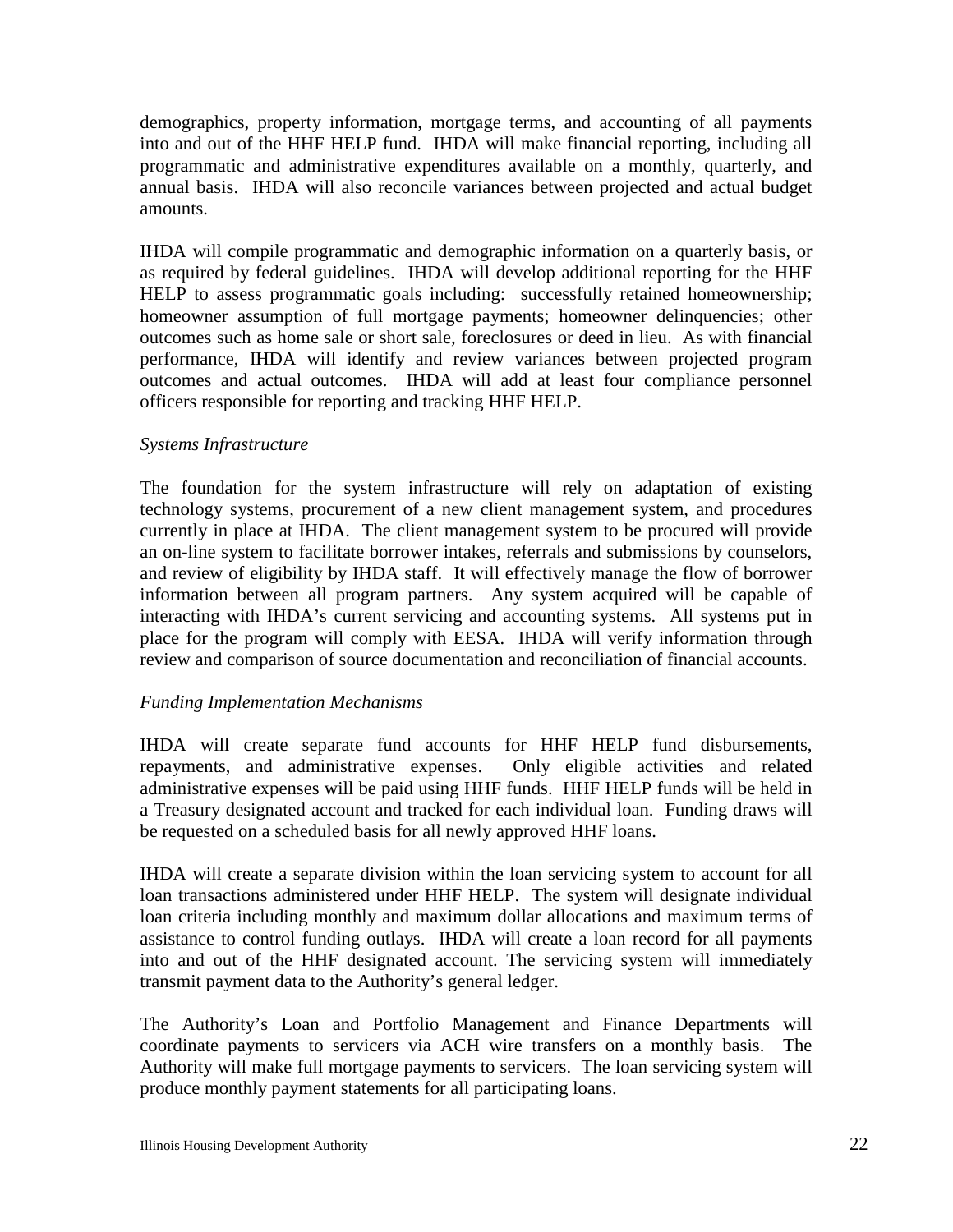demographics, property information, mortgage terms, and accounting of all payments into and out of the HHF HELP fund. IHDA will make financial reporting, including all programmatic and administrative expenditures available on a monthly, quarterly, and annual basis. IHDA will also reconcile variances between projected and actual budget amounts.

IHDA will compile programmatic and demographic information on a quarterly basis, or as required by federal guidelines. IHDA will develop additional reporting for the HHF HELP to assess programmatic goals including: successfully retained homeownership; homeowner assumption of full mortgage payments; homeowner delinquencies; other outcomes such as home sale or short sale, foreclosures or deed in lieu. As with financial performance, IHDA will identify and review variances between projected program outcomes and actual outcomes. IHDA will add at least four compliance personnel officers responsible for reporting and tracking HHF HELP.

*Systems Infrastructure*

The foundation for the system infrastructure will rely on adaptation of existing technology systems, procurement of a new client management system, and procedures currently in place at IHDA. The client management system to be procured will provide an on-line system to facilitate borrower intakes, referrals and submissions by counselors, and review of eligibility by IHDA staff. It will effectively manage the flow of borrower information between all program partners. Any system acquired will be capable of interacting with IHDA's current servicing and accounting systems. All systems put in place for the program will comply with EESA. IHDA will verify information through review and comparison of source documentation and reconciliation of financial accounts.

*Funding Implementation Mechanisms*

IHDA will create separate fund accounts for HHF HELP fund disbursements, repayments, and administrative expenses. Only eligible activities and related administrative expenses will be paid using HHF funds. HHF HELP funds will be held in a Treasury designated account and tracked for each individual loan. Funding draws will be requested on a scheduled basis for all newly approved HHF loans.

IHDA will create a separate division within the loan servicing system to account for all loan transactions administered under HHF HELP. The system will designate individual loan criteria including monthly and maximum dollar allocations and maximum terms of assistance to control funding outlays. IHDA will create a loan record for all payments into and out of the HHF designated account. The servicing system will immediately transmit payment data to the Authority's general ledger.

The Authority's Loan and Portfolio Management and Finance Departments will coordinate payments to servicers via ACH wire transfers on a monthly basis. The Authority will make full mortgage payments to servicers. The loan servicing system will produce monthly payment statements for all participating loans.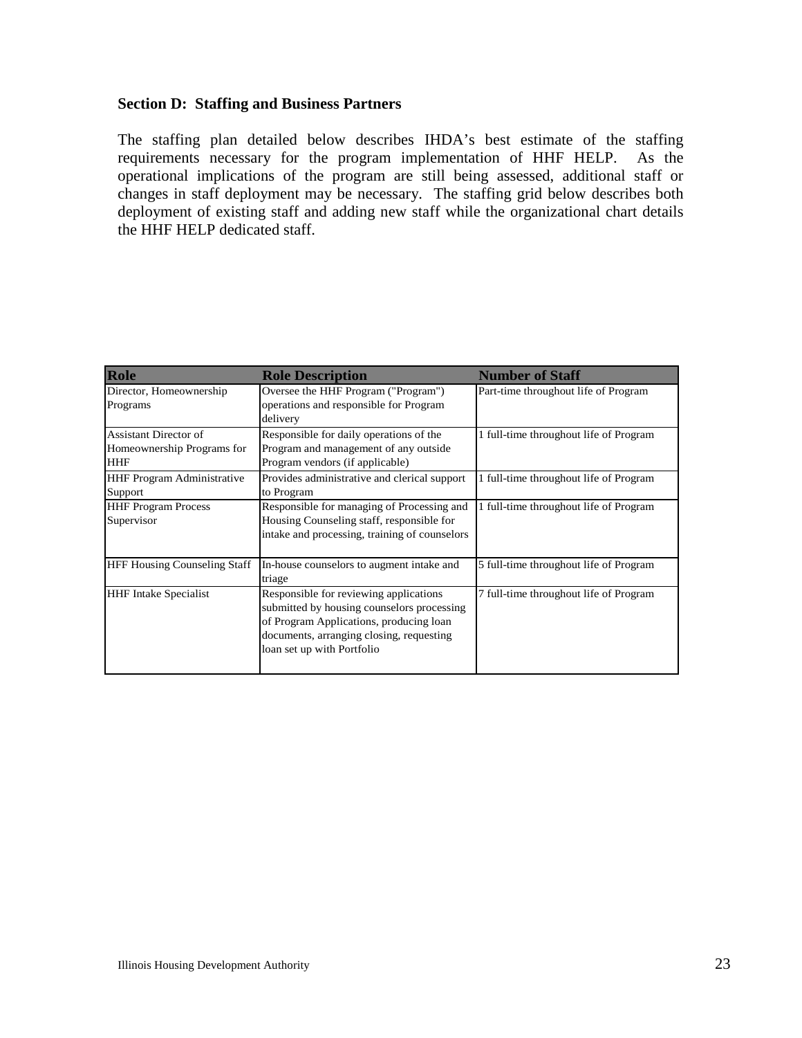### Section D: Staffing and Business Partners

The staffing plan detailed below describes IHDA's best estimate of the staffing requirements necessary for the program implementation of HHF HELP. As the operational implications of the program are still being assessed, additional staff or changes in staff deployment may be necessary. The staffing grid below describes both deployment of existing staff and adding new staff while the organizational chart details the HHF HELP dedicated staff.

| Role | Role Description | Number of Staff |
| --- | --- | --- |
| Director, Homeownership Programs | Oversee the HHF Program ("Program") operations and responsible for Program delivery | Part-time throughout life of Program |
| Assistant Director of Homeownership Programs for HHF | Responsible for daily operations of the Program and management of any outside Program vendors (if applicable) | 1 full-time throughout life of Program |
| HHF Program Administrative Support | Provides administrative and clerical support to Program | 1 full-time throughout life of Program |
| HHF Program Process Supervisor | Responsible for managing of Processing and Housing Counseling staff, responsible for intake and processing, training of counselors | 1 full-time throughout life of Program |
| HFF Housing Counseling Staff | In-house counselors to augment intake and triage | 5 full-time throughout life of Program |
| HHF Intake Specialist | Responsible for reviewing applications submitted by housing counselors processing of Program Applications, producing loan documents, arranging closing, requesting loan set up with Portfolio | 7 full-time throughout life of Program |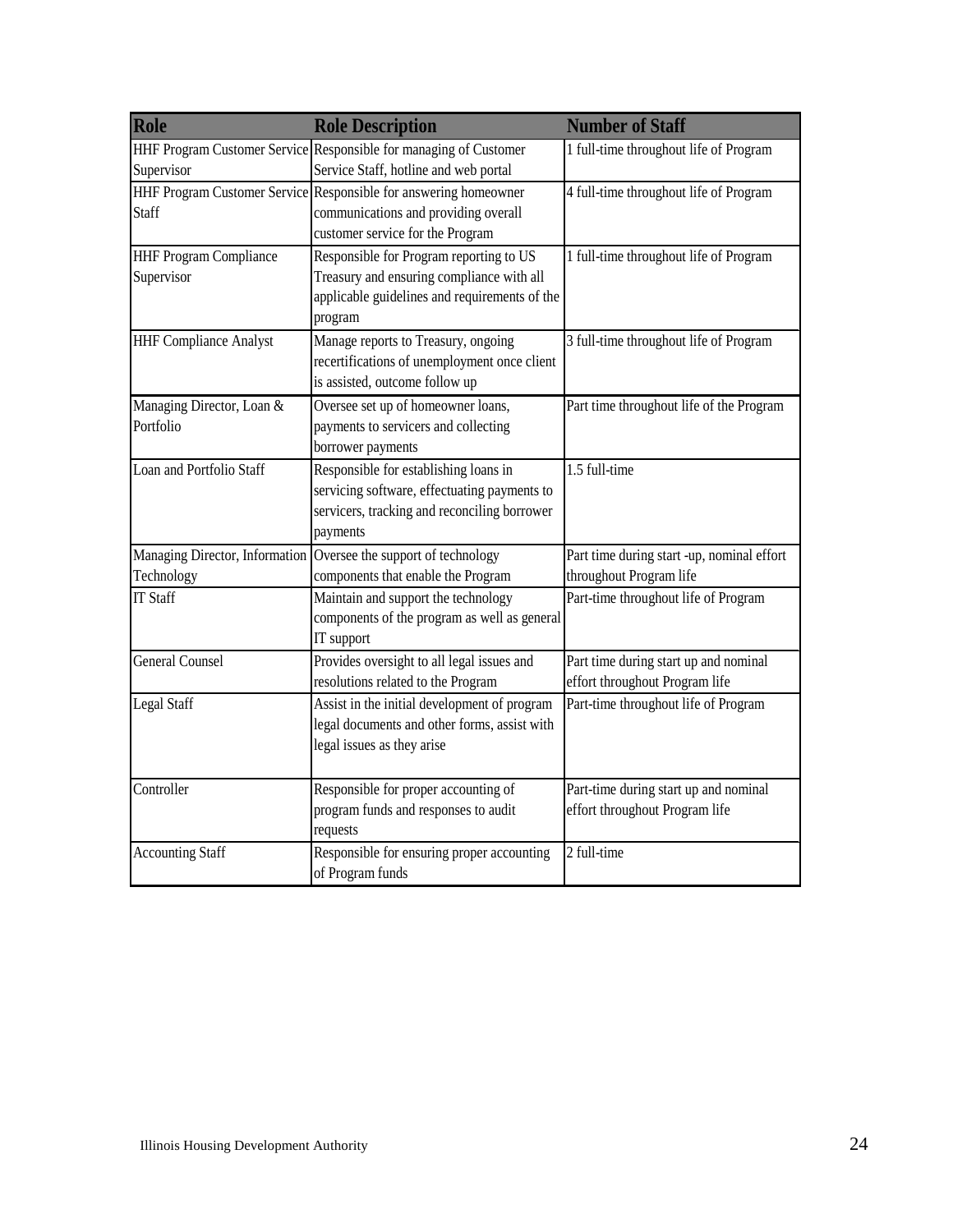| Role | Role Description | Number of Staff |
|---|---|---|
| HHF Program Customer Service Supervisor | Responsible for managing of Customer Service Staff, hotline and web portal | 1 full-time throughout life of Program |
| HHF Program Customer Service Staff | Responsible for answering homeowner communications and providing overall customer service for the Program | 4 full-time throughout life of Program |
| HHF Program Compliance Supervisor | Responsible for Program reporting to US Treasury and ensuring compliance with all applicable guidelines and requirements of the program | 1 full-time throughout life of Program |
| HHF Compliance Analyst | Manage reports to Treasury, ongoing recertifications of unemployment once client is assisted, outcome follow up | 3 full-time throughout life of Program |
| Managing Director, Loan & Portfolio | Oversee set up of homeowner loans, payments to servicers and collecting borrower payments | Part time throughout life of the Program |
| Loan and Portfolio Staff | Responsible for establishing loans in servicing software, effectuating payments to servicers, tracking and reconciling borrower payments | 1.5 full-time |
| Managing Director, Information Technology | Oversee the support of technology components that enable the Program | Part time during start -up, nominal effort throughout Program life |
| IT Staff | Maintain and support the technology components of the program as well as general IT support | Part-time throughout life of Program |
| General Counsel | Provides oversight to all legal issues and resolutions related to the Program | Part time during start up and nominal effort throughout Program life |
| Legal Staff | Assist in the initial development of program legal documents and other forms, assist with legal issues as they arise | Part-time throughout life of Program |
| Controller | Responsible for proper accounting of program funds and responses to audit requests | Part-time during start up and nominal effort throughout Program life |
| Accounting Staff | Responsible for ensuring proper accounting of Program funds | 2 full-time |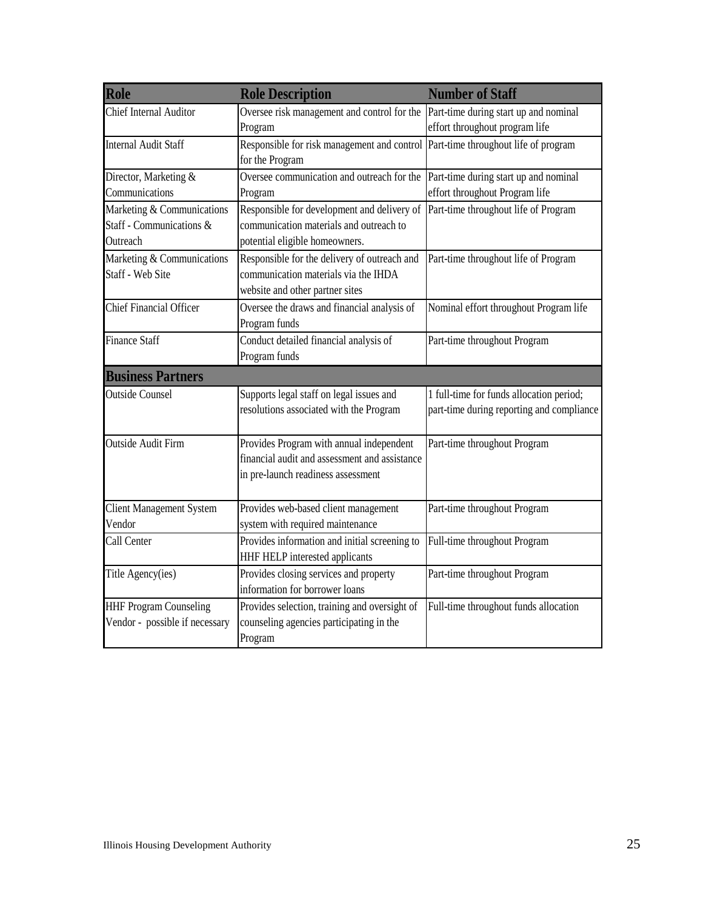| Role | Role Description | Number of Staff |
|---|---|---|
| Chief Internal Auditor | Oversee risk management and control for the Program | Part-time during start up and nominal effort throughout program life |
| Internal Audit Staff | Responsible for risk management and control for the Program | Part-time throughout life of program |
| Director, Marketing & Communications | Oversee communication and outreach for the Program | Part-time during start up and nominal effort throughout Program life |
| Marketing & Communications Staff - Communications & Outreach | Responsible for development and delivery of communication materials and outreach to potential eligible homeowners. | Part-time throughout life of Program |
| Marketing & Communications Staff - Web Site | Responsible for the delivery of outreach and communication materials via the IHDA website and other partner sites | Part-time throughout life of Program |
| Chief Financial Officer | Oversee the draws and financial analysis of Program funds | Nominal effort throughout Program life |
| Finance Staff | Conduct detailed financial analysis of Program funds | Part-time throughout Program |
| **Business Partners** | | |
| Outside Counsel | Supports legal staff on legal issues and resolutions associated with the Program | 1 full-time for funds allocation period; part-time during reporting and compliance |
| Outside Audit Firm | Provides Program with annual independent financial audit and assessment and assistance in pre-launch readiness assessment | Part-time throughout Program |
| Client Management System Vendor | Provides web-based client management system with required maintenance | Part-time throughout Program |
| Call Center | Provides information and initial screening to HHF HELP interested applicants | Full-time throughout Program |
| Title Agency(ies) | Provides closing services and property information for borrower loans | Part-time throughout Program |
| HHF Program Counseling Vendor - possible if necessary | Provides selection, training and oversight of counseling agencies participating in the Program | Full-time throughout funds allocation |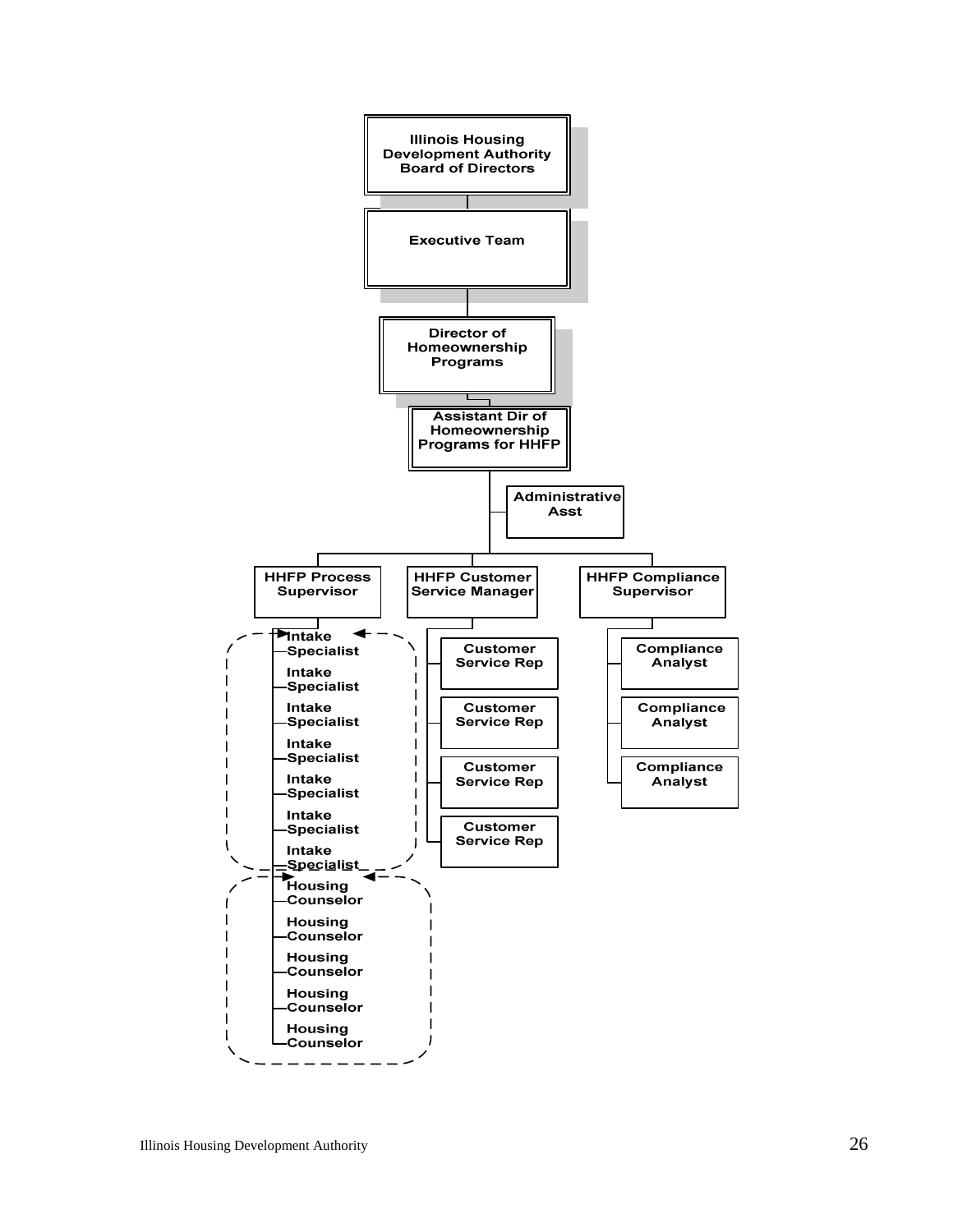- Illinois Housing Development Authority Board of Directors
  - Executive Team
    - Director of Homeownership Programs
      - Assistant Dir of Homeownership Programs for HHFP
        - Administrative Asst
        - HHFP Process Supervisor
          - Intake Specialist
          - Intake Specialist
          - Intake Specialist
          - Intake Specialist
          - Intake Specialist
          - Intake Specialist
          - Intake Specialist
          - Housing Counselor
          - Housing Counselor
          - Housing Counselor
          - Housing Counselor
          - Housing Counselor
        - HHFP Customer Service Manager
          - Customer Service Rep
          - Customer Service Rep
          - Customer Service Rep
          - Customer Service Rep
        - HHFP Compliance Supervisor
          - Compliance Analyst
          - Compliance Analyst
          - Compliance Analyst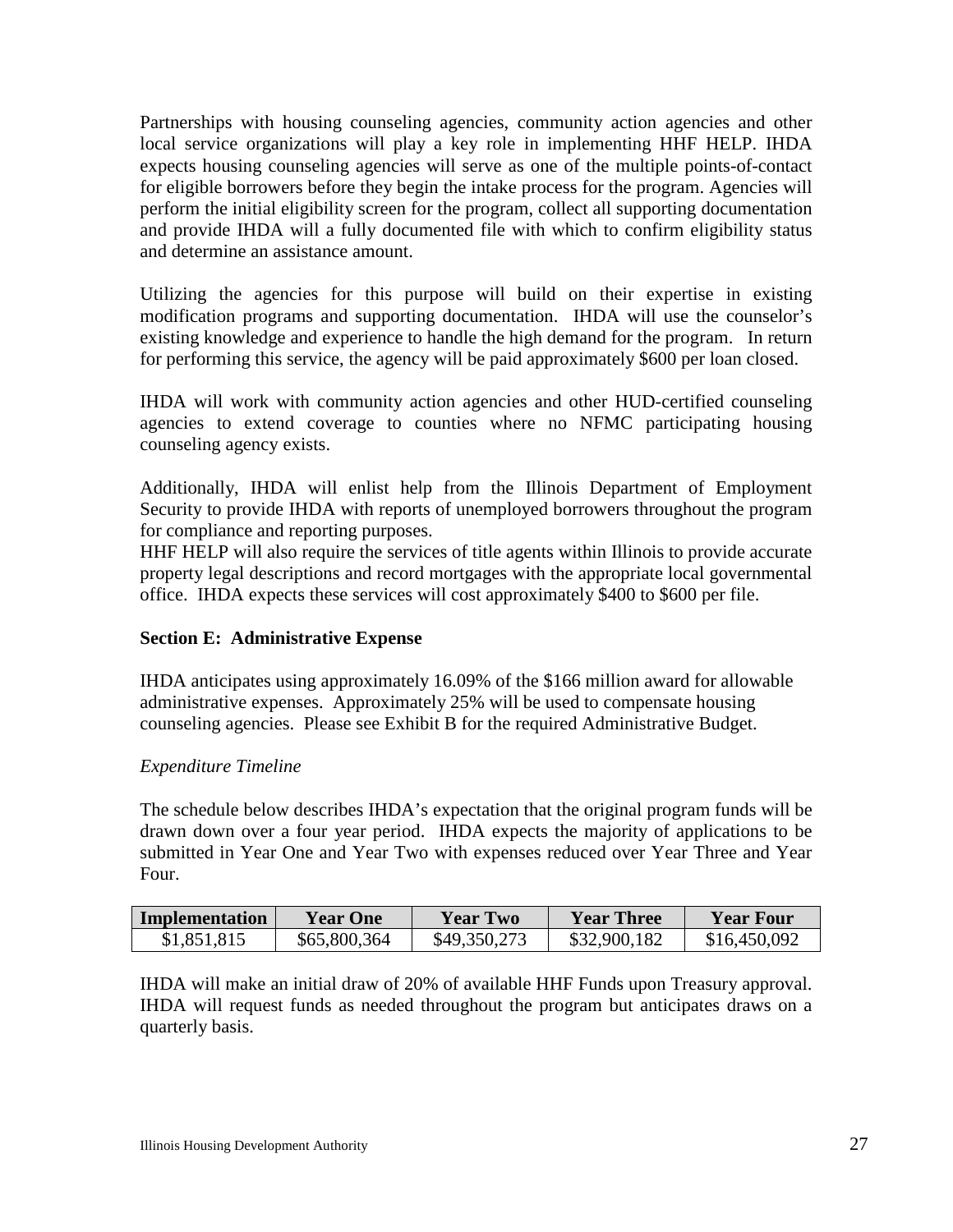Partnerships with housing counseling agencies, community action agencies and other local service organizations will play a key role in implementing HHF HELP. IHDA expects housing counseling agencies will serve as one of the multiple points-of-contact for eligible borrowers before they begin the intake process for the program. Agencies will perform the initial eligibility screen for the program, collect all supporting documentation and provide IHDA will a fully documented file with which to confirm eligibility status and determine an assistance amount.

Utilizing the agencies for this purpose will build on their expertise in existing modification programs and supporting documentation. IHDA will use the counselor's existing knowledge and experience to handle the high demand for the program. In return for performing this service, the agency will be paid approximately $600 per loan closed.

IHDA will work with community action agencies and other HUD-certified counseling agencies to extend coverage to counties where no NFMC participating housing counseling agency exists.

Additionally, IHDA will enlist help from the Illinois Department of Employment Security to provide IHDA with reports of unemployed borrowers throughout the program for compliance and reporting purposes.

HHF HELP will also require the services of title agents within Illinois to provide accurate property legal descriptions and record mortgages with the appropriate local governmental office. IHDA expects these services will cost approximately $400 to $600 per file.

**Section E: Administrative Expense**

IHDA anticipates using approximately 16.09% of the $166 million award for allowable administrative expenses. Approximately 25% will be used to compensate housing counseling agencies. Please see Exhibit B for the required Administrative Budget.

*Expenditure Timeline*

The schedule below describes IHDA's expectation that the original program funds will be drawn down over a four year period. IHDA expects the majority of applications to be submitted in Year One and Year Two with expenses reduced over Year Three and Year Four.

| Implementation | Year One | Year Two | Year Three | Year Four |
|---|---|---|---|---|
| $1,851,815 | $65,800,364 | $49,350,273 | $32,900,182 | $16,450,092 |

IHDA will make an initial draw of 20% of available HHF Funds upon Treasury approval. IHDA will request funds as needed throughout the program but anticipates draws on a quarterly basis.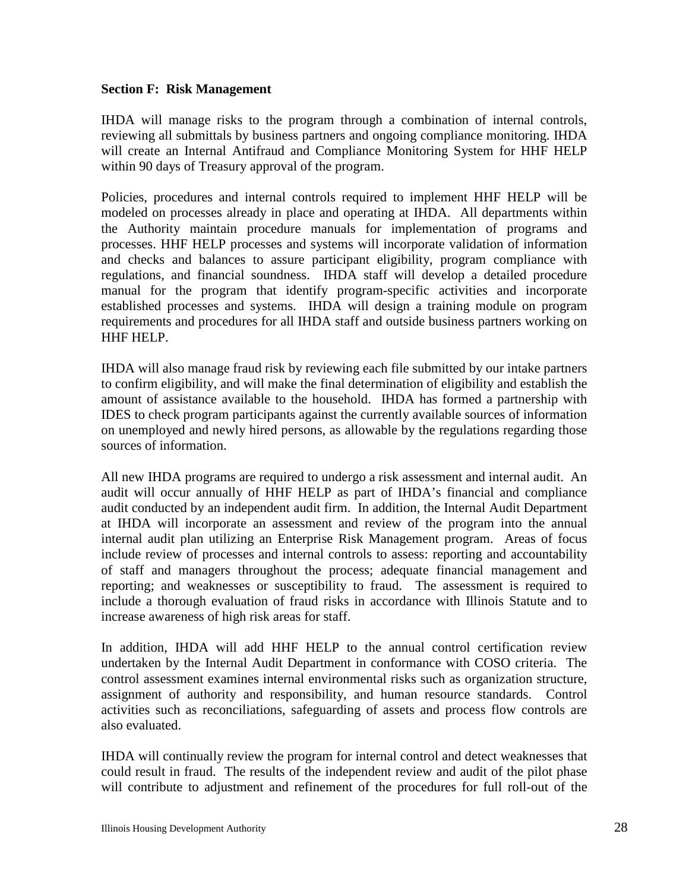**Section F: Risk Management**

IHDA will manage risks to the program through a combination of internal controls, reviewing all submittals by business partners and ongoing compliance monitoring. IHDA will create an Internal Antifraud and Compliance Monitoring System for HHF HELP within 90 days of Treasury approval of the program.

Policies, procedures and internal controls required to implement HHF HELP will be modeled on processes already in place and operating at IHDA. All departments within the Authority maintain procedure manuals for implementation of programs and processes. HHF HELP processes and systems will incorporate validation of information and checks and balances to assure participant eligibility, program compliance with regulations, and financial soundness. IHDA staff will develop a detailed procedure manual for the program that identify program-specific activities and incorporate established processes and systems. IHDA will design a training module on program requirements and procedures for all IHDA staff and outside business partners working on HHF HELP.

IHDA will also manage fraud risk by reviewing each file submitted by our intake partners to confirm eligibility, and will make the final determination of eligibility and establish the amount of assistance available to the household. IHDA has formed a partnership with IDES to check program participants against the currently available sources of information on unemployed and newly hired persons, as allowable by the regulations regarding those sources of information.

All new IHDA programs are required to undergo a risk assessment and internal audit. An audit will occur annually of HHF HELP as part of IHDA's financial and compliance audit conducted by an independent audit firm. In addition, the Internal Audit Department at IHDA will incorporate an assessment and review of the program into the annual internal audit plan utilizing an Enterprise Risk Management program. Areas of focus include review of processes and internal controls to assess: reporting and accountability of staff and managers throughout the process; adequate financial management and reporting; and weaknesses or susceptibility to fraud. The assessment is required to include a thorough evaluation of fraud risks in accordance with Illinois Statute and to increase awareness of high risk areas for staff.

In addition, IHDA will add HHF HELP to the annual control certification review undertaken by the Internal Audit Department in conformance with COSO criteria. The control assessment examines internal environmental risks such as organization structure, assignment of authority and responsibility, and human resource standards. Control activities such as reconciliations, safeguarding of assets and process flow controls are also evaluated.

IHDA will continually review the program for internal control and detect weaknesses that could result in fraud. The results of the independent review and audit of the pilot phase will contribute to adjustment and refinement of the procedures for full roll-out of the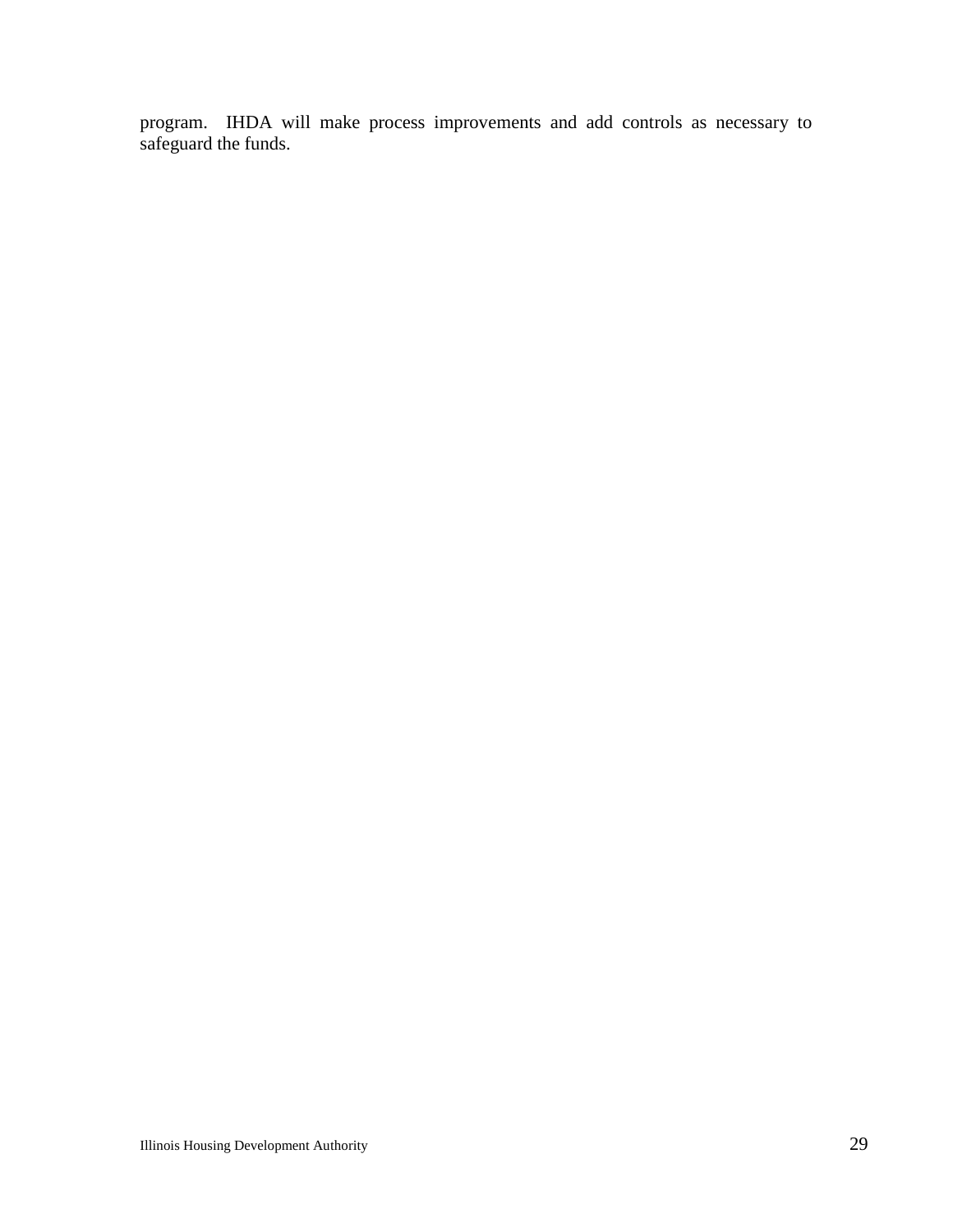program.  IHDA will make process improvements and add controls as necessary to safeguard the funds.